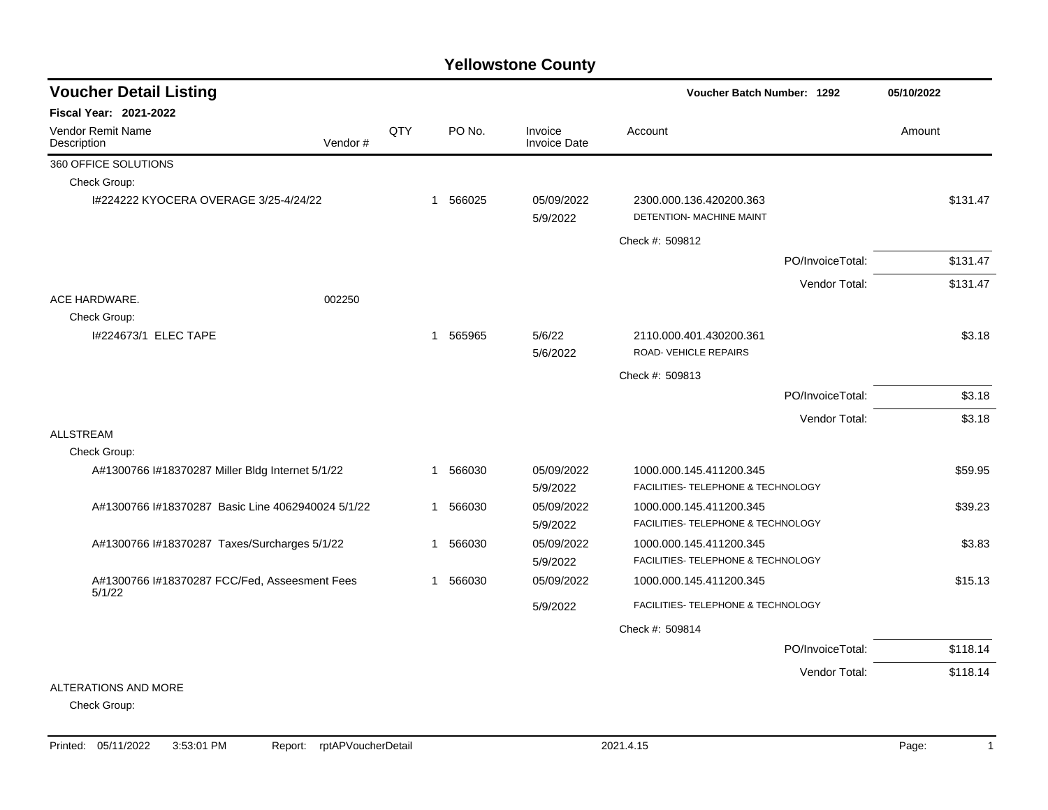# Yellowstone County

## Voucher Detail Listing

**Voucher Batch Number: 1292** | **05/10/2022**

**Fiscal Year: 2021-2022**

| Vendor Remit Name / Description | Vendor # | QTY | PO No. | Invoice / Invoice Date | Account | Amount |
|---|---|---|---|---|---|---|
| 360 OFFICE SOLUTIONS | | | | | | |
| Check Group: | | | | | | |
| I#224222 KYOCERA OVERAGE 3/25-4/24/22 | | 1 | 566025 | 05/09/2022 5/9/2022 | 2300.000.136.420200.363 DETENTION- MACHINE MAINT | $131.47 |
| | | | | | Check #: 509812 | |
| | | | | | PO/InvoiceTotal: | $131.47 |
| | | | | | Vendor Total: | $131.47 |
| ACE HARDWARE. | 002250 | | | | | |
| Check Group: | | | | | | |
| I#224673/1 ELEC TAPE | | 1 | 565965 | 5/6/22 5/6/2022 | 2110.000.401.430200.361 ROAD- VEHICLE REPAIRS | $3.18 |
| | | | | | Check #: 509813 | |
| | | | | | PO/InvoiceTotal: | $3.18 |
| | | | | | Vendor Total: | $3.18 |
| ALLSTREAM | | | | | | |
| Check Group: | | | | | | |
| A#1300766 I#18370287 Miller Bldg Internet 5/1/22 | | 1 | 566030 | 05/09/2022 5/9/2022 | 1000.000.145.411200.345 FACILITIES- TELEPHONE & TECHNOLOGY | $59.95 |
| A#1300766 I#18370287 Basic Line 4062940024 5/1/22 | | 1 | 566030 | 05/09/2022 5/9/2022 | 1000.000.145.411200.345 FACILITIES- TELEPHONE & TECHNOLOGY | $39.23 |
| A#1300766 I#18370287 Taxes/Surcharges 5/1/22 | | 1 | 566030 | 05/09/2022 5/9/2022 | 1000.000.145.411200.345 FACILITIES- TELEPHONE & TECHNOLOGY | $3.83 |
| A#1300766 I#18370287 FCC/Fed, Asseesment Fees 5/1/22 | | 1 | 566030 | 05/09/2022 5/9/2022 | 1000.000.145.411200.345 FACILITIES- TELEPHONE & TECHNOLOGY | $15.13 |
| | | | | | Check #: 509814 | |
| | | | | | PO/InvoiceTotal: | $118.14 |
| | | | | | Vendor Total: | $118.14 |
| ALTERATIONS AND MORE | | | | | | |
| Check Group: | | | | | | |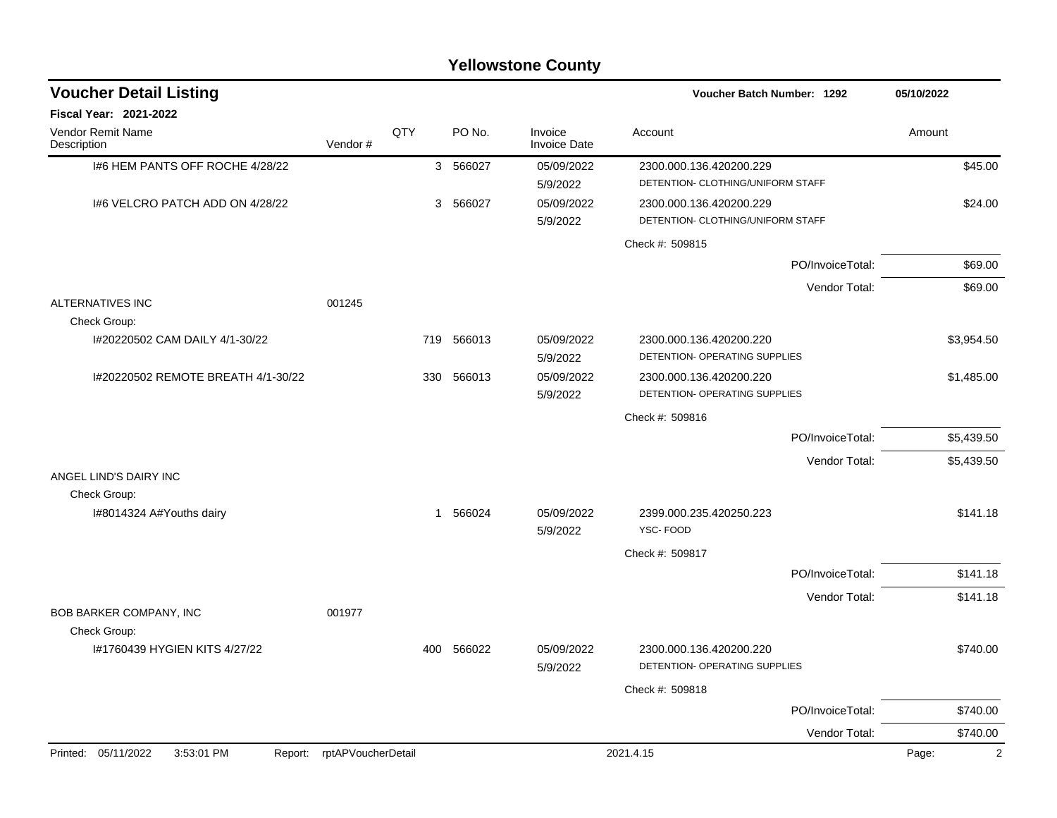# Yellowstone County

## Voucher Detail Listing

**Voucher Batch Number: 1292** — 05/10/2022

**Fiscal Year: 2021-2022**

| Vendor Remit Name / Description | Vendor # | QTY | PO No. | Invoice / Invoice Date | Account | Amount |
|---|---|---|---|---|---|---|
| I#6 HEM PANTS OFF ROCHE 4/28/22 | | 3 | 566027 | 05/09/2022<br>5/9/2022 | 2300.000.136.420200.229<br>DETENTION- CLOTHING/UNIFORM STAFF | $45.00 |
| I#6 VELCRO PATCH ADD ON 4/28/22 | | 3 | 566027 | 05/09/2022<br>5/9/2022 | 2300.000.136.420200.229<br>DETENTION- CLOTHING/UNIFORM STAFF | $24.00 |
| | | | | | Check #: 509815 | |
| | | | | | PO/InvoiceTotal: | $69.00 |
| | | | | | Vendor Total: | $69.00 |
| ALTERNATIVES INC | 001245 | | | | | |
| Check Group: | | | | | | |
| I#20220502 CAM DAILY 4/1-30/22 | | 719 | 566013 | 05/09/2022<br>5/9/2022 | 2300.000.136.420200.220<br>DETENTION- OPERATING SUPPLIES | $3,954.50 |
| I#20220502 REMOTE BREATH 4/1-30/22 | | 330 | 566013 | 05/09/2022<br>5/9/2022 | 2300.000.136.420200.220<br>DETENTION- OPERATING SUPPLIES | $1,485.00 |
| | | | | | Check #: 509816 | |
| | | | | | PO/InvoiceTotal: | $5,439.50 |
| | | | | | Vendor Total: | $5,439.50 |
| ANGEL LIND'S DAIRY INC | | | | | | |
| Check Group: | | | | | | |
| I#8014324 A#Youths dairy | | 1 | 566024 | 05/09/2022<br>5/9/2022 | 2399.000.235.420250.223<br>YSC- FOOD | $141.18 |
| | | | | | Check #: 509817 | |
| | | | | | PO/InvoiceTotal: | $141.18 |
| | | | | | Vendor Total: | $141.18 |
| BOB BARKER COMPANY, INC | 001977 | | | | | |
| Check Group: | | | | | | |
| I#1760439 HYGIEN KITS 4/27/22 | | 400 | 566022 | 05/09/2022<br>5/9/2022 | 2300.000.136.420200.220<br>DETENTION- OPERATING SUPPLIES | $740.00 |
| | | | | | Check #: 509818 | |
| | | | | | PO/InvoiceTotal: | $740.00 |
| | | | | | Vendor Total: | $740.00 |

Printed: 05/11/2022 3:53:01 PM Report: rptAPVoucherDetail 2021.4.15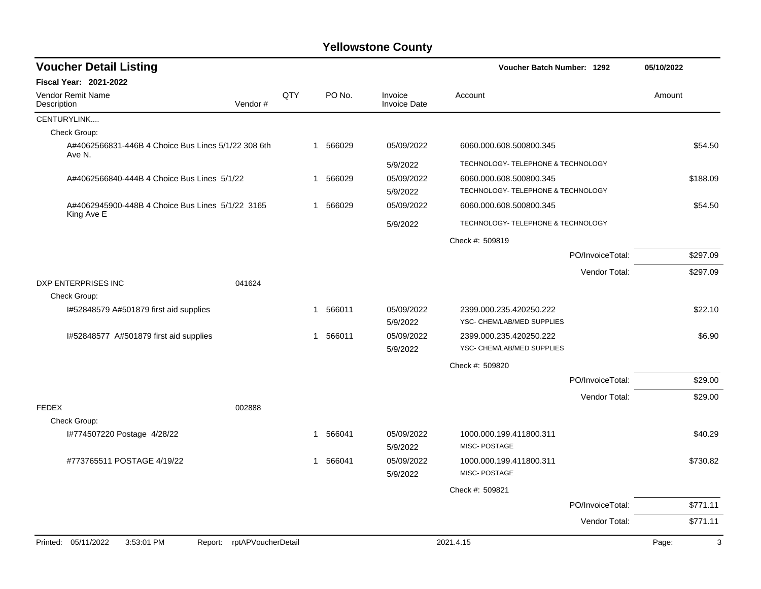# Yellowstone County

## Voucher Detail Listing

**Voucher Batch Number: 1292** — 05/10/2022

**Fiscal Year: 2021-2022**

| Vendor Remit Name / Description | Vendor # | QTY | PO No. | Invoice / Invoice Date | Account | Amount |
|---|---|---|---|---|---|---|
| CENTURYLINK.... | | | | | | |
| Check Group: | | | | | | |
| A#4062566831-446B 4 Choice Bus Lines 5/1/22 308 6th Ave N. | | 1 | 566029 | 05/09/2022 | 6060.000.608.500800.345 | $54.50 |
| | | | | 5/9/2022 | TECHNOLOGY- TELEPHONE & TECHNOLOGY | |
| A#4062566840-444B 4 Choice Bus Lines 5/1/22 | | 1 | 566029 | 05/09/2022 | 6060.000.608.500800.345 | $188.09 |
| | | | | 5/9/2022 | TECHNOLOGY- TELEPHONE & TECHNOLOGY | |
| A#4062945900-448B 4 Choice Bus Lines 5/1/22 3165 King Ave E | | 1 | 566029 | 05/09/2022 | 6060.000.608.500800.345 | $54.50 |
| | | | | 5/9/2022 | TECHNOLOGY- TELEPHONE & TECHNOLOGY | |
| | | | | | Check #: 509819 | |
| | | | | | PO/InvoiceTotal: | $297.09 |
| | | | | | Vendor Total: | $297.09 |
| DXP ENTERPRISES INC | 041624 | | | | | |
| Check Group: | | | | | | |
| I#52848579 A#501879 first aid supplies | | 1 | 566011 | 05/09/2022 | 2399.000.235.420250.222 | $22.10 |
| | | | | 5/9/2022 | YSC- CHEM/LAB/MED SUPPLIES | |
| I#52848577 A#501879 first aid supplies | | 1 | 566011 | 05/09/2022 | 2399.000.235.420250.222 | $6.90 |
| | | | | 5/9/2022 | YSC- CHEM/LAB/MED SUPPLIES | |
| | | | | | Check #: 509820 | |
| | | | | | PO/InvoiceTotal: | $29.00 |
| | | | | | Vendor Total: | $29.00 |
| FEDEX | 002888 | | | | | |
| Check Group: | | | | | | |
| I#774507220 Postage 4/28/22 | | 1 | 566041 | 05/09/2022 | 1000.000.199.411800.311 | $40.29 |
| | | | | 5/9/2022 | MISC- POSTAGE | |
| #773765511 POSTAGE 4/19/22 | | 1 | 566041 | 05/09/2022 | 1000.000.199.411800.311 | $730.82 |
| | | | | 5/9/2022 | MISC- POSTAGE | |
| | | | | | Check #: 509821 | |
| | | | | | PO/InvoiceTotal: | $771.11 |
| | | | | | Vendor Total: | $771.11 |

Printed: 05/11/2022 3:53:01 PM Report: rptAPVoucherDetail 2021.4.15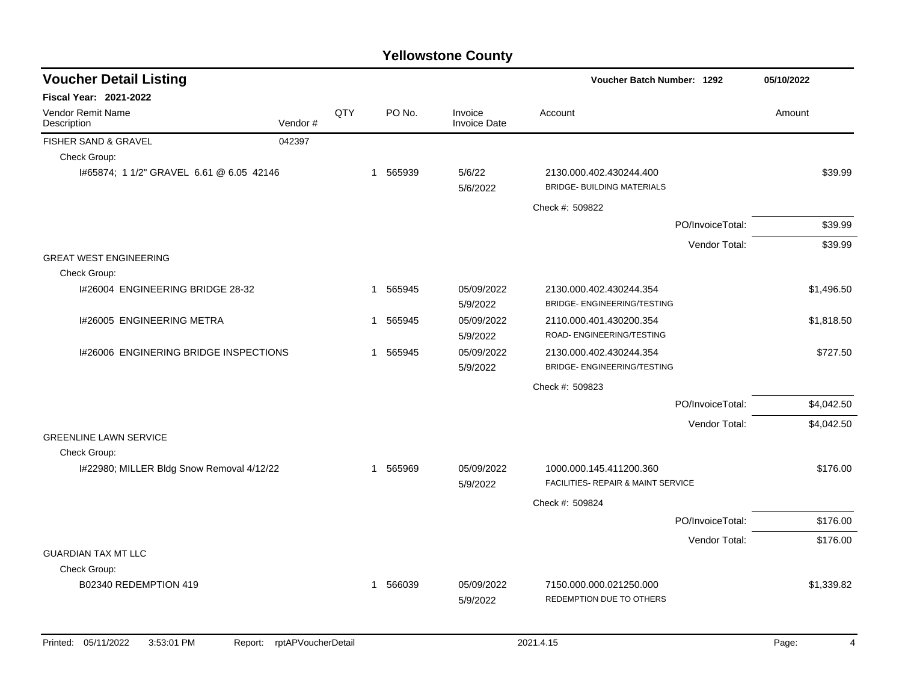# Yellowstone County

## Voucher Detail Listing

**Voucher Batch Number: 1292** 05/10/2022

**Fiscal Year: 2021-2022**

| Vendor Remit Name / Description | Vendor # | QTY | PO No. | Invoice / Invoice Date | Account | Amount |
|---|---|---|---|---|---|---|
| FISHER SAND & GRAVEL | 042397 | | | | | |
| Check Group: | | | | | | |
| I#65874; 1 1/2" GRAVEL 6.61 @ 6.05 42146 | | 1 | 565939 | 5/6/22<br>5/6/2022 | 2130.000.402.430244.400<br>BRIDGE- BUILDING MATERIALS | $39.99 |
| | | | | | Check #: 509822 | |
| | | | | | PO/InvoiceTotal: | $39.99 |
| | | | | | Vendor Total: | $39.99 |
| GREAT WEST ENGINEERING | | | | | | |
| Check Group: | | | | | | |
| I#26004 ENGINEERING BRIDGE 28-32 | | 1 | 565945 | 05/09/2022<br>5/9/2022 | 2130.000.402.430244.354<br>BRIDGE- ENGINEERING/TESTING | $1,496.50 |
| I#26005 ENGINEERING METRA | | 1 | 565945 | 05/09/2022<br>5/9/2022 | 2110.000.401.430200.354<br>ROAD- ENGINEERING/TESTING | $1,818.50 |
| I#26006 ENGINERING BRIDGE INSPECTIONS | | 1 | 565945 | 05/09/2022<br>5/9/2022 | 2130.000.402.430244.354<br>BRIDGE- ENGINEERING/TESTING | $727.50 |
| | | | | | Check #: 509823 | |
| | | | | | PO/InvoiceTotal: | $4,042.50 |
| | | | | | Vendor Total: | $4,042.50 |
| GREENLINE LAWN SERVICE | | | | | | |
| Check Group: | | | | | | |
| I#22980; MILLER Bldg Snow Removal 4/12/22 | | 1 | 565969 | 05/09/2022<br>5/9/2022 | 1000.000.145.411200.360<br>FACILITIES- REPAIR & MAINT SERVICE | $176.00 |
| | | | | | Check #: 509824 | |
| | | | | | PO/InvoiceTotal: | $176.00 |
| | | | | | Vendor Total: | $176.00 |
| GUARDIAN TAX MT LLC | | | | | | |
| Check Group: | | | | | | |
| B02340 REDEMPTION 419 | | 1 | 566039 | 05/09/2022<br>5/9/2022 | 7150.000.000.021250.000<br>REDEMPTION DUE TO OTHERS | $1,339.82 |

Printed: 05/11/2022 3:53:01 PM Report: rptAPVoucherDetail 2021.4.15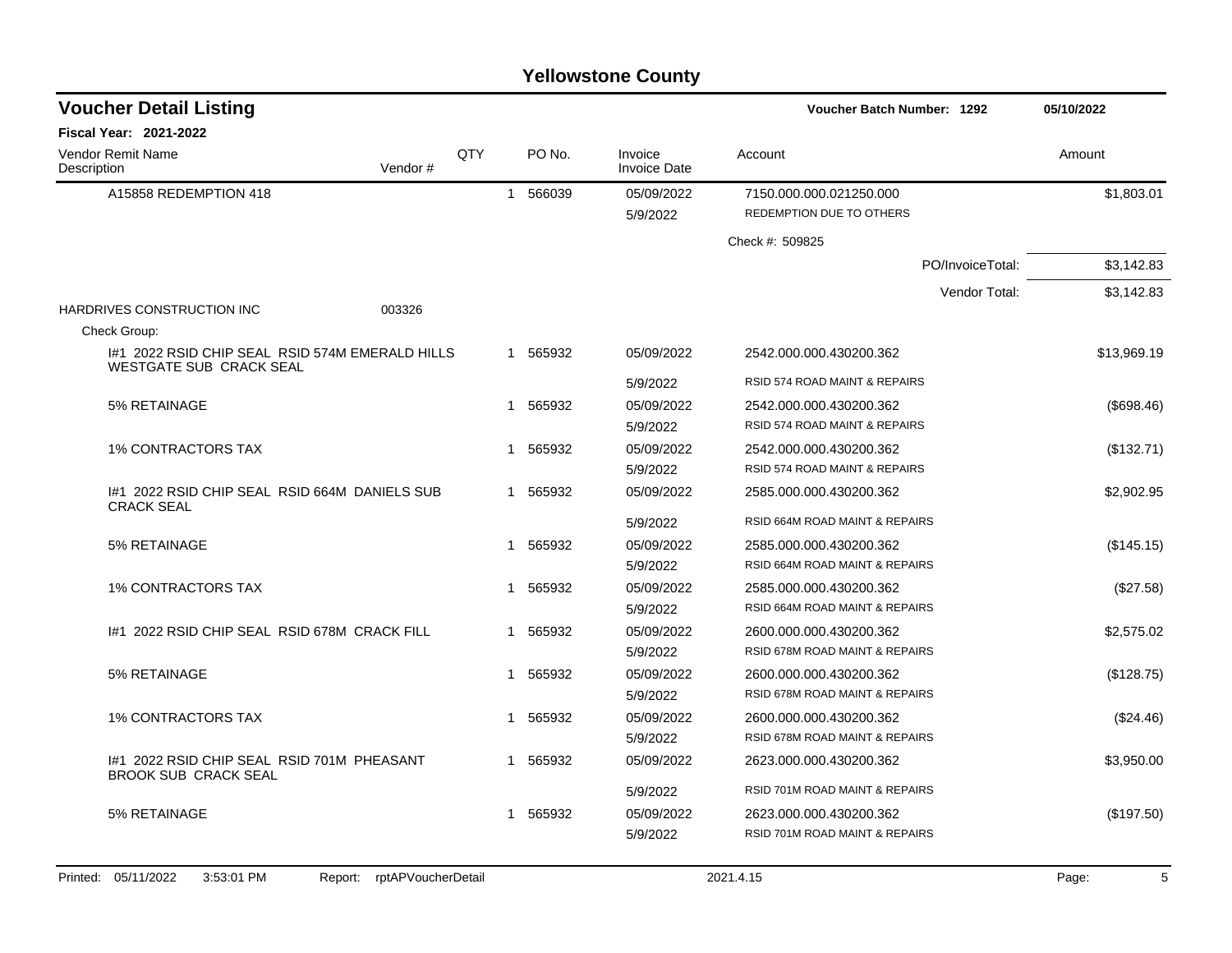# Yellowstone County

## Voucher Detail Listing

**Voucher Batch Number: 1292** — 05/10/2022

**Fiscal Year: 2021-2022**

| Vendor Remit Name / Description | Vendor # | QTY | PO No. | Invoice / Invoice Date | Account | Amount |
|---|---|---|---|---|---|---|
| A15858 REDEMPTION 418 | | 1 | 566039 | 05/09/2022<br>5/9/2022 | 7150.000.000.021250.000<br>REDEMPTION DUE TO OTHERS | $1,803.01 |
| | | | | | Check #: 509825 | |
| | | | | | PO/InvoiceTotal: | $3,142.83 |
| | | | | | Vendor Total: | $3,142.83 |
| HARDRIVES CONSTRUCTION INC | 003326 | | | | | |
| Check Group: | | | | | | |
| I#1 2022 RSID CHIP SEAL RSID 574M EMERALD HILLS WESTGATE SUB CRACK SEAL | | 1 | 565932 | 05/09/2022<br>5/9/2022 | 2542.000.000.430200.362<br>RSID 574 ROAD MAINT & REPAIRS | $13,969.19 |
| 5% RETAINAGE | | 1 | 565932 | 05/09/2022<br>5/9/2022 | 2542.000.000.430200.362<br>RSID 574 ROAD MAINT & REPAIRS | ($698.46) |
| 1% CONTRACTORS TAX | | 1 | 565932 | 05/09/2022<br>5/9/2022 | 2542.000.000.430200.362<br>RSID 574 ROAD MAINT & REPAIRS | ($132.71) |
| I#1 2022 RSID CHIP SEAL RSID 664M DANIELS SUB CRACK SEAL | | 1 | 565932 | 05/09/2022<br>5/9/2022 | 2585.000.000.430200.362<br>RSID 664M ROAD MAINT & REPAIRS | $2,902.95 |
| 5% RETAINAGE | | 1 | 565932 | 05/09/2022<br>5/9/2022 | 2585.000.000.430200.362<br>RSID 664M ROAD MAINT & REPAIRS | ($145.15) |
| 1% CONTRACTORS TAX | | 1 | 565932 | 05/09/2022<br>5/9/2022 | 2585.000.000.430200.362<br>RSID 664M ROAD MAINT & REPAIRS | ($27.58) |
| I#1 2022 RSID CHIP SEAL RSID 678M CRACK FILL | | 1 | 565932 | 05/09/2022<br>5/9/2022 | 2600.000.000.430200.362<br>RSID 678M ROAD MAINT & REPAIRS | $2,575.02 |
| 5% RETAINAGE | | 1 | 565932 | 05/09/2022<br>5/9/2022 | 2600.000.000.430200.362<br>RSID 678M ROAD MAINT & REPAIRS | ($128.75) |
| 1% CONTRACTORS TAX | | 1 | 565932 | 05/09/2022<br>5/9/2022 | 2600.000.000.430200.362<br>RSID 678M ROAD MAINT & REPAIRS | ($24.46) |
| I#1 2022 RSID CHIP SEAL RSID 701M PHEASANT BROOK SUB CRACK SEAL | | 1 | 565932 | 05/09/2022<br>5/9/2022 | 2623.000.000.430200.362<br>RSID 701M ROAD MAINT & REPAIRS | $3,950.00 |
| 5% RETAINAGE | | 1 | 565932 | 05/09/2022<br>5/9/2022 | 2623.000.000.430200.362<br>RSID 701M ROAD MAINT & REPAIRS | ($197.50) |

Printed: 05/11/2022 3:53:01 PM Report: rptAPVoucherDetail 2021.4.15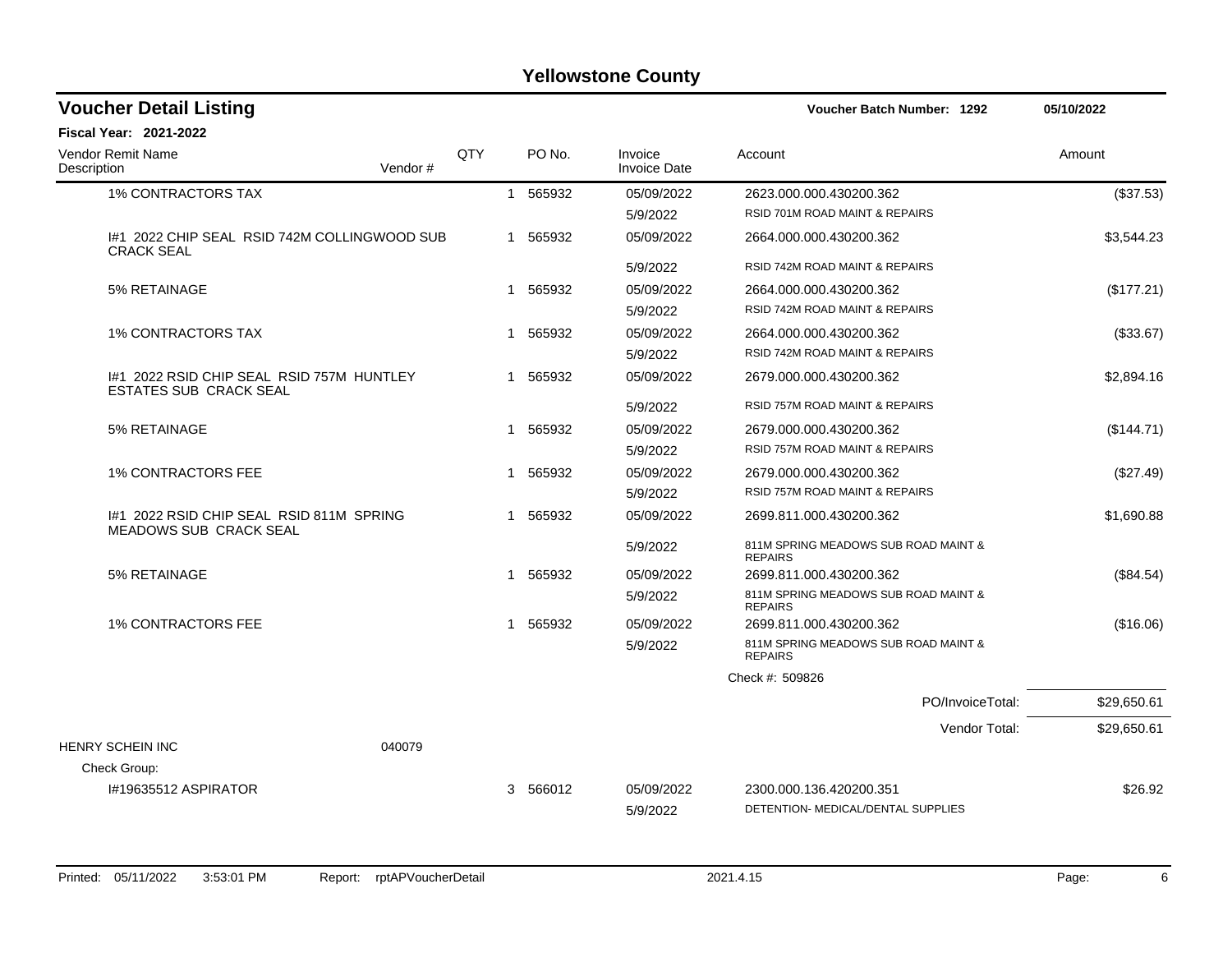# Yellowstone County

## Voucher Detail Listing

**Voucher Batch Number: 1292** — 05/10/2022

**Fiscal Year: 2021-2022**

| Vendor Remit Name / Description | Vendor # | QTY | PO No. | Invoice / Invoice Date | Account | Amount |
|---|---|---|---|---|---|---|
| 1% CONTRACTORS TAX | | 1 | 565932 | 05/09/2022 | 2623.000.000.430200.362 | ($37.53) |
| | | | | 5/9/2022 | RSID 701M ROAD MAINT & REPAIRS | |
| I#1 2022 CHIP SEAL RSID 742M COLLINGWOOD SUB CRACK SEAL | | 1 | 565932 | 05/09/2022 | 2664.000.000.430200.362 | $3,544.23 |
| | | | | 5/9/2022 | RSID 742M ROAD MAINT & REPAIRS | |
| 5% RETAINAGE | | 1 | 565932 | 05/09/2022 | 2664.000.000.430200.362 | ($177.21) |
| | | | | 5/9/2022 | RSID 742M ROAD MAINT & REPAIRS | |
| 1% CONTRACTORS TAX | | 1 | 565932 | 05/09/2022 | 2664.000.000.430200.362 | ($33.67) |
| | | | | 5/9/2022 | RSID 742M ROAD MAINT & REPAIRS | |
| I#1 2022 RSID CHIP SEAL RSID 757M HUNTLEY ESTATES SUB CRACK SEAL | | 1 | 565932 | 05/09/2022 | 2679.000.000.430200.362 | $2,894.16 |
| | | | | 5/9/2022 | RSID 757M ROAD MAINT & REPAIRS | |
| 5% RETAINAGE | | 1 | 565932 | 05/09/2022 | 2679.000.000.430200.362 | ($144.71) |
| | | | | 5/9/2022 | RSID 757M ROAD MAINT & REPAIRS | |
| 1% CONTRACTORS FEE | | 1 | 565932 | 05/09/2022 | 2679.000.000.430200.362 | ($27.49) |
| | | | | 5/9/2022 | RSID 757M ROAD MAINT & REPAIRS | |
| I#1 2022 RSID CHIP SEAL RSID 811M SPRING MEADOWS SUB CRACK SEAL | | 1 | 565932 | 05/09/2022 | 2699.811.000.430200.362 | $1,690.88 |
| | | | | 5/9/2022 | 811M SPRING MEADOWS SUB ROAD MAINT & REPAIRS | |
| 5% RETAINAGE | | 1 | 565932 | 05/09/2022 | 2699.811.000.430200.362 | ($84.54) |
| | | | | 5/9/2022 | 811M SPRING MEADOWS SUB ROAD MAINT & REPAIRS | |
| 1% CONTRACTORS FEE | | 1 | 565932 | 05/09/2022 | 2699.811.000.430200.362 | ($16.06) |
| | | | | 5/9/2022 | 811M SPRING MEADOWS SUB ROAD MAINT & REPAIRS | |
| | | | | | Check #: 509826 | |
| | | | | | PO/InvoiceTotal: | $29,650.61 |
| | | | | | Vendor Total: | $29,650.61 |
| HENRY SCHEIN INC | 040079 | | | | | |
| Check Group: | | | | | | |
| I#19635512 ASPIRATOR | | 3 | 566012 | 05/09/2022 | 2300.000.136.420200.351 | $26.92 |
| | | | | 5/9/2022 | DETENTION- MEDICAL/DENTAL SUPPLIES | |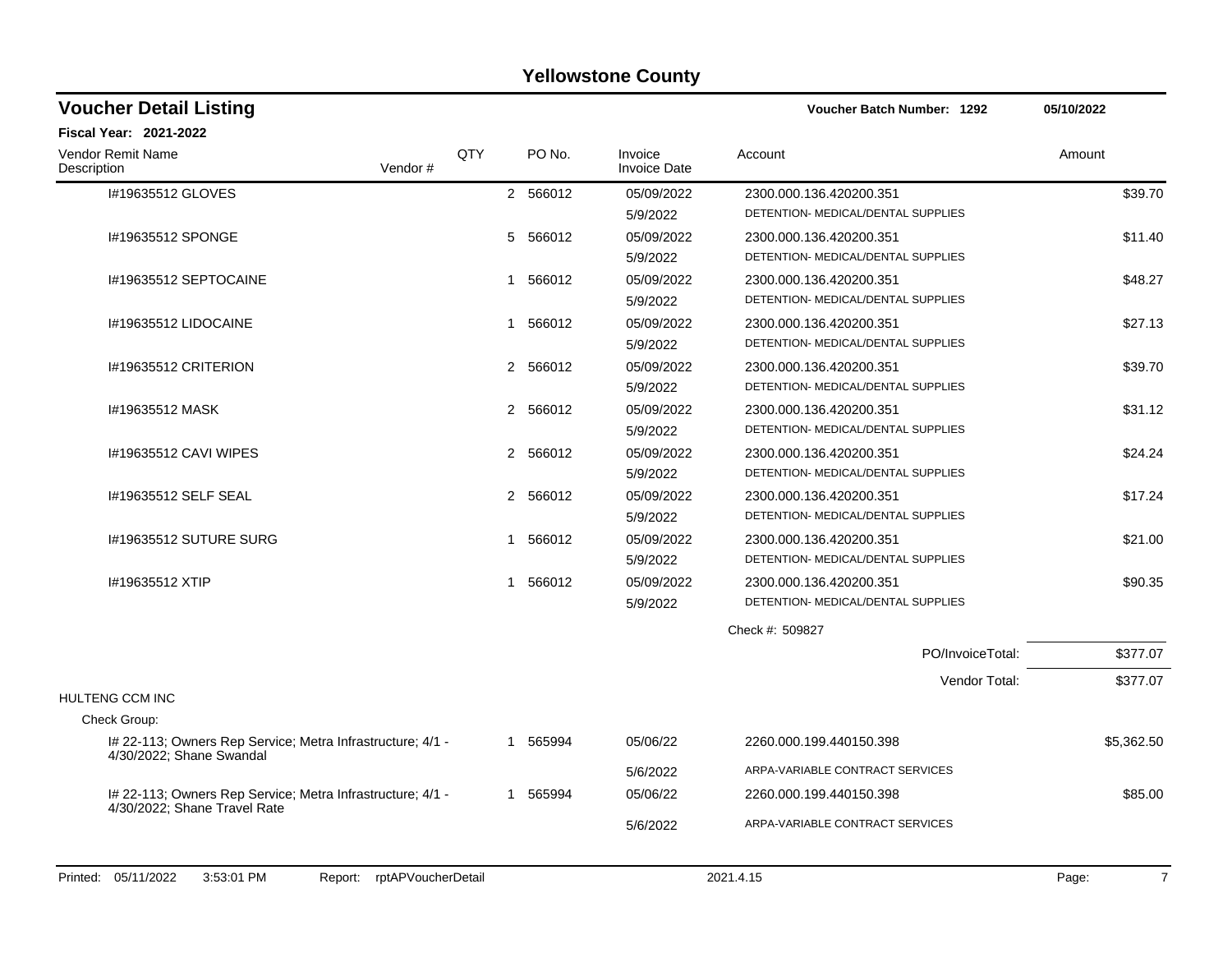# Yellowstone County

## Voucher Detail Listing

**Voucher Batch Number: 1292** 05/10/2022

**Fiscal Year: 2021-2022**

| Vendor Remit Name / Description | Vendor # | QTY | PO No. | Invoice / Invoice Date | Account | Amount |
|---|---|---|---|---|---|---|
| I#19635512 GLOVES | | 2 | 566012 | 05/09/2022<br>5/9/2022 | 2300.000.136.420200.351<br>DETENTION- MEDICAL/DENTAL SUPPLIES | $39.70 |
| I#19635512 SPONGE | | 5 | 566012 | 05/09/2022<br>5/9/2022 | 2300.000.136.420200.351<br>DETENTION- MEDICAL/DENTAL SUPPLIES | $11.40 |
| I#19635512 SEPTOCAINE | | 1 | 566012 | 05/09/2022<br>5/9/2022 | 2300.000.136.420200.351<br>DETENTION- MEDICAL/DENTAL SUPPLIES | $48.27 |
| I#19635512 LIDOCAINE | | 1 | 566012 | 05/09/2022<br>5/9/2022 | 2300.000.136.420200.351<br>DETENTION- MEDICAL/DENTAL SUPPLIES | $27.13 |
| I#19635512 CRITERION | | 2 | 566012 | 05/09/2022<br>5/9/2022 | 2300.000.136.420200.351<br>DETENTION- MEDICAL/DENTAL SUPPLIES | $39.70 |
| I#19635512 MASK | | 2 | 566012 | 05/09/2022<br>5/9/2022 | 2300.000.136.420200.351<br>DETENTION- MEDICAL/DENTAL SUPPLIES | $31.12 |
| I#19635512 CAVI WIPES | | 2 | 566012 | 05/09/2022<br>5/9/2022 | 2300.000.136.420200.351<br>DETENTION- MEDICAL/DENTAL SUPPLIES | $24.24 |
| I#19635512 SELF SEAL | | 2 | 566012 | 05/09/2022<br>5/9/2022 | 2300.000.136.420200.351<br>DETENTION- MEDICAL/DENTAL SUPPLIES | $17.24 |
| I#19635512 SUTURE SURG | | 1 | 566012 | 05/09/2022<br>5/9/2022 | 2300.000.136.420200.351<br>DETENTION- MEDICAL/DENTAL SUPPLIES | $21.00 |
| I#19635512 XTIP | | 1 | 566012 | 05/09/2022<br>5/9/2022 | 2300.000.136.420200.351<br>DETENTION- MEDICAL/DENTAL SUPPLIES | $90.35 |
| | | | | | Check #: 509827 | |
| | | | | | PO/InvoiceTotal: | $377.07 |
| | | | | | Vendor Total: | $377.07 |
| **HULTENG CCM INC** | | | | | | |
| Check Group: | | | | | | |
| I# 22-113; Owners Rep Service; Metra Infrastructure; 4/1 - 4/30/2022; Shane Swandal | | 1 | 565994 | 05/06/22<br>5/6/2022 | 2260.000.199.440150.398<br>ARPA-VARIABLE CONTRACT SERVICES | $5,362.50 |
| I# 22-113; Owners Rep Service; Metra Infrastructure; 4/1 - 4/30/2022; Shane Travel Rate | | 1 | 565994 | 05/06/22<br>5/6/2022 | 2260.000.199.440150.398<br>ARPA-VARIABLE CONTRACT SERVICES | $85.00 |

Printed: 05/11/2022 3:53:01 PM Report: rptAPVoucherDetail 2021.4.15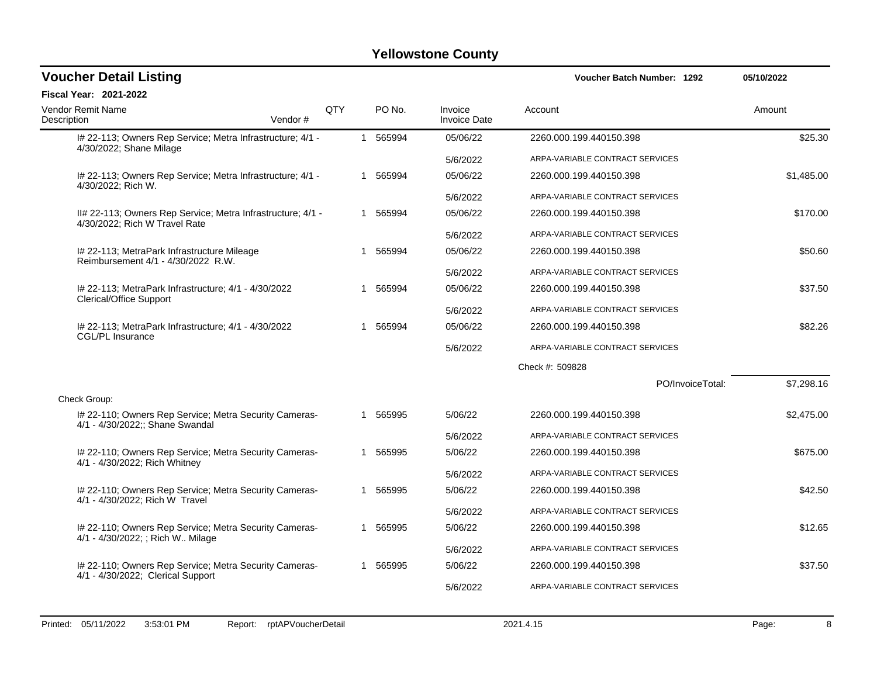# Yellowstone County

## Voucher Detail Listing

Voucher Batch Number: 1292 — 05/10/2022

**Fiscal Year: 2021-2022**

| Vendor Remit Name / Description | Vendor # | QTY | PO No. | Invoice / Invoice Date | Account | Amount |
|---|---|---|---|---|---|---|
| I# 22-113; Owners Rep Service; Metra Infrastructure; 4/1 - 4/30/2022; Shane Milage | | 1 | 565994 | 05/06/22 | 2260.000.199.440150.398 | $25.30 |
| | | | | 5/6/2022 | ARPA-VARIABLE CONTRACT SERVICES | |
| I# 22-113; Owners Rep Service; Metra Infrastructure; 4/1 - 4/30/2022; Rich W. | | 1 | 565994 | 05/06/22 | 2260.000.199.440150.398 | $1,485.00 |
| | | | | 5/6/2022 | ARPA-VARIABLE CONTRACT SERVICES | |
| II# 22-113; Owners Rep Service; Metra Infrastructure; 4/1 - 4/30/2022; Rich W Travel Rate | | 1 | 565994 | 05/06/22 | 2260.000.199.440150.398 | $170.00 |
| | | | | 5/6/2022 | ARPA-VARIABLE CONTRACT SERVICES | |
| I# 22-113; MetraPark Infrastructure Mileage Reimbursement 4/1 - 4/30/2022 R.W. | | 1 | 565994 | 05/06/22 | 2260.000.199.440150.398 | $50.60 |
| | | | | 5/6/2022 | ARPA-VARIABLE CONTRACT SERVICES | |
| I# 22-113; MetraPark Infrastructure; 4/1 - 4/30/2022 Clerical/Office Support | | 1 | 565994 | 05/06/22 | 2260.000.199.440150.398 | $37.50 |
| | | | | 5/6/2022 | ARPA-VARIABLE CONTRACT SERVICES | |
| I# 22-113; MetraPark Infrastructure; 4/1 - 4/30/2022 CGL/PL Insurance | | 1 | 565994 | 05/06/22 | 2260.000.199.440150.398 | $82.26 |
| | | | | 5/6/2022 | ARPA-VARIABLE CONTRACT SERVICES | |
| | | | | | Check #: 509828 | |
| | | | | | PO/InvoiceTotal: | $7,298.16 |
| Check Group: | | | | | | |
| I# 22-110; Owners Rep Service; Metra Security Cameras- 4/1 - 4/30/2022;; Shane Swandal | | 1 | 565995 | 5/06/22 | 2260.000.199.440150.398 | $2,475.00 |
| | | | | 5/6/2022 | ARPA-VARIABLE CONTRACT SERVICES | |
| I# 22-110; Owners Rep Service; Metra Security Cameras- 4/1 - 4/30/2022; Rich Whitney | | 1 | 565995 | 5/06/22 | 2260.000.199.440150.398 | $675.00 |
| | | | | 5/6/2022 | ARPA-VARIABLE CONTRACT SERVICES | |
| I# 22-110; Owners Rep Service; Metra Security Cameras- 4/1 - 4/30/2022; Rich W Travel | | 1 | 565995 | 5/06/22 | 2260.000.199.440150.398 | $42.50 |
| | | | | 5/6/2022 | ARPA-VARIABLE CONTRACT SERVICES | |
| I# 22-110; Owners Rep Service; Metra Security Cameras- 4/1 - 4/30/2022; ; Rich W.. Milage | | 1 | 565995 | 5/06/22 | 2260.000.199.440150.398 | $12.65 |
| | | | | 5/6/2022 | ARPA-VARIABLE CONTRACT SERVICES | |
| I# 22-110; Owners Rep Service; Metra Security Cameras- 4/1 - 4/30/2022; Clerical Support | | 1 | 565995 | 5/06/22 | 2260.000.199.440150.398 | $37.50 |
| | | | | 5/6/2022 | ARPA-VARIABLE CONTRACT SERVICES | |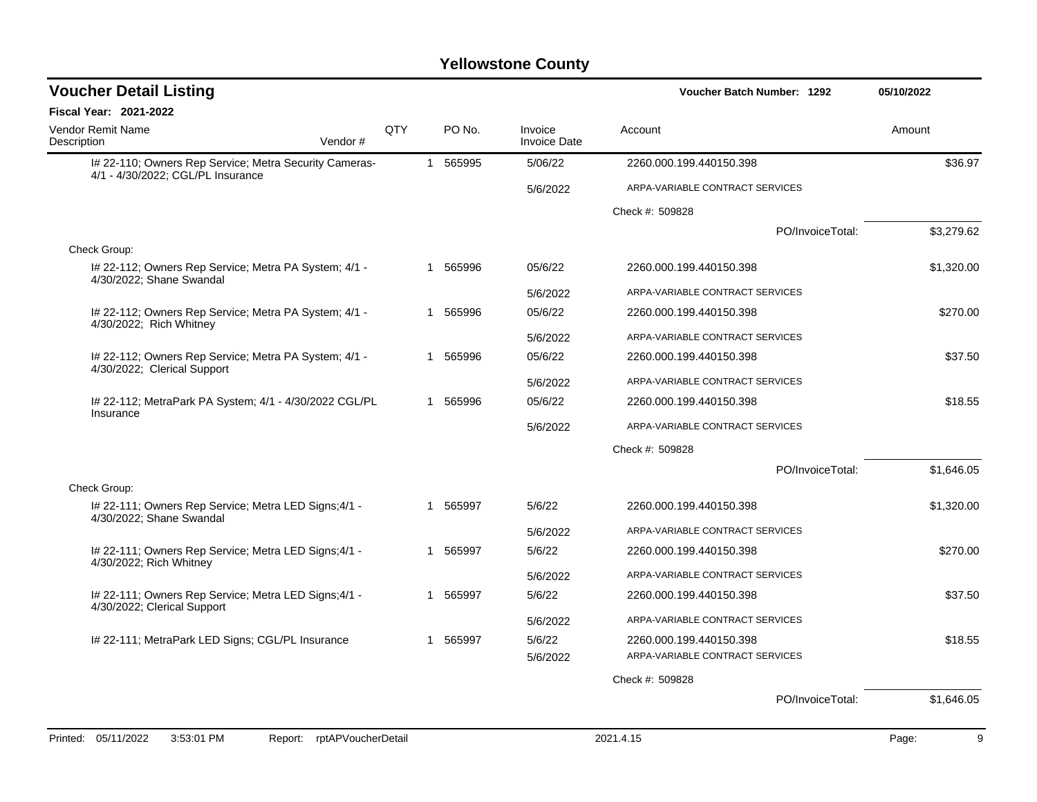# Yellowstone County

## Voucher Detail Listing

**Voucher Batch Number: 1292** — 05/10/2022

**Fiscal Year: 2021-2022**

| Vendor Remit Name / Description | Vendor # | QTY | PO No. | Invoice / Invoice Date | Account | Amount |
|---|---|---|---|---|---|---|
| I# 22-110; Owners Rep Service; Metra Security Cameras- 4/1 - 4/30/2022; CGL/PL Insurance | | 1 | 565995 | 5/06/22 | 2260.000.199.440150.398 | $36.97 |
| | | | | 5/6/2022 | ARPA-VARIABLE CONTRACT SERVICES | |
| | | | | | Check #: 509828 | |
| | | | | | PO/InvoiceTotal: | $3,279.62 |
| Check Group: | | | | | | |
| I# 22-112; Owners Rep Service; Metra PA System; 4/1 - 4/30/2022; Shane Swandal | | 1 | 565996 | 05/6/22 | 2260.000.199.440150.398 | $1,320.00 |
| | | | | 5/6/2022 | ARPA-VARIABLE CONTRACT SERVICES | |
| I# 22-112; Owners Rep Service; Metra PA System; 4/1 - 4/30/2022; Rich Whitney | | 1 | 565996 | 05/6/22 | 2260.000.199.440150.398 | $270.00 |
| | | | | 5/6/2022 | ARPA-VARIABLE CONTRACT SERVICES | |
| I# 22-112; Owners Rep Service; Metra PA System; 4/1 - 4/30/2022; Clerical Support | | 1 | 565996 | 05/6/22 | 2260.000.199.440150.398 | $37.50 |
| | | | | 5/6/2022 | ARPA-VARIABLE CONTRACT SERVICES | |
| I# 22-112; MetraPark PA System; 4/1 - 4/30/2022 CGL/PL Insurance | | 1 | 565996 | 05/6/22 | 2260.000.199.440150.398 | $18.55 |
| | | | | 5/6/2022 | ARPA-VARIABLE CONTRACT SERVICES | |
| | | | | | Check #: 509828 | |
| | | | | | PO/InvoiceTotal: | $1,646.05 |
| Check Group: | | | | | | |
| I# 22-111; Owners Rep Service; Metra LED Signs;4/1 - 4/30/2022; Shane Swandal | | 1 | 565997 | 5/6/22 | 2260.000.199.440150.398 | $1,320.00 |
| | | | | 5/6/2022 | ARPA-VARIABLE CONTRACT SERVICES | |
| I# 22-111; Owners Rep Service; Metra LED Signs;4/1 - 4/30/2022; Rich Whitney | | 1 | 565997 | 5/6/22 | 2260.000.199.440150.398 | $270.00 |
| | | | | 5/6/2022 | ARPA-VARIABLE CONTRACT SERVICES | |
| I# 22-111; Owners Rep Service; Metra LED Signs;4/1 - 4/30/2022; Clerical Support | | 1 | 565997 | 5/6/22 | 2260.000.199.440150.398 | $37.50 |
| | | | | 5/6/2022 | ARPA-VARIABLE CONTRACT SERVICES | |
| I# 22-111; MetraPark LED Signs; CGL/PL Insurance | | 1 | 565997 | 5/6/22 | 2260.000.199.440150.398 | $18.55 |
| | | | | 5/6/2022 | ARPA-VARIABLE CONTRACT SERVICES | |
| | | | | | Check #: 509828 | |
| | | | | | PO/InvoiceTotal: | $1,646.05 |

Printed: 05/11/2022 3:53:01 PM Report: rptAPVoucherDetail 2021.4.15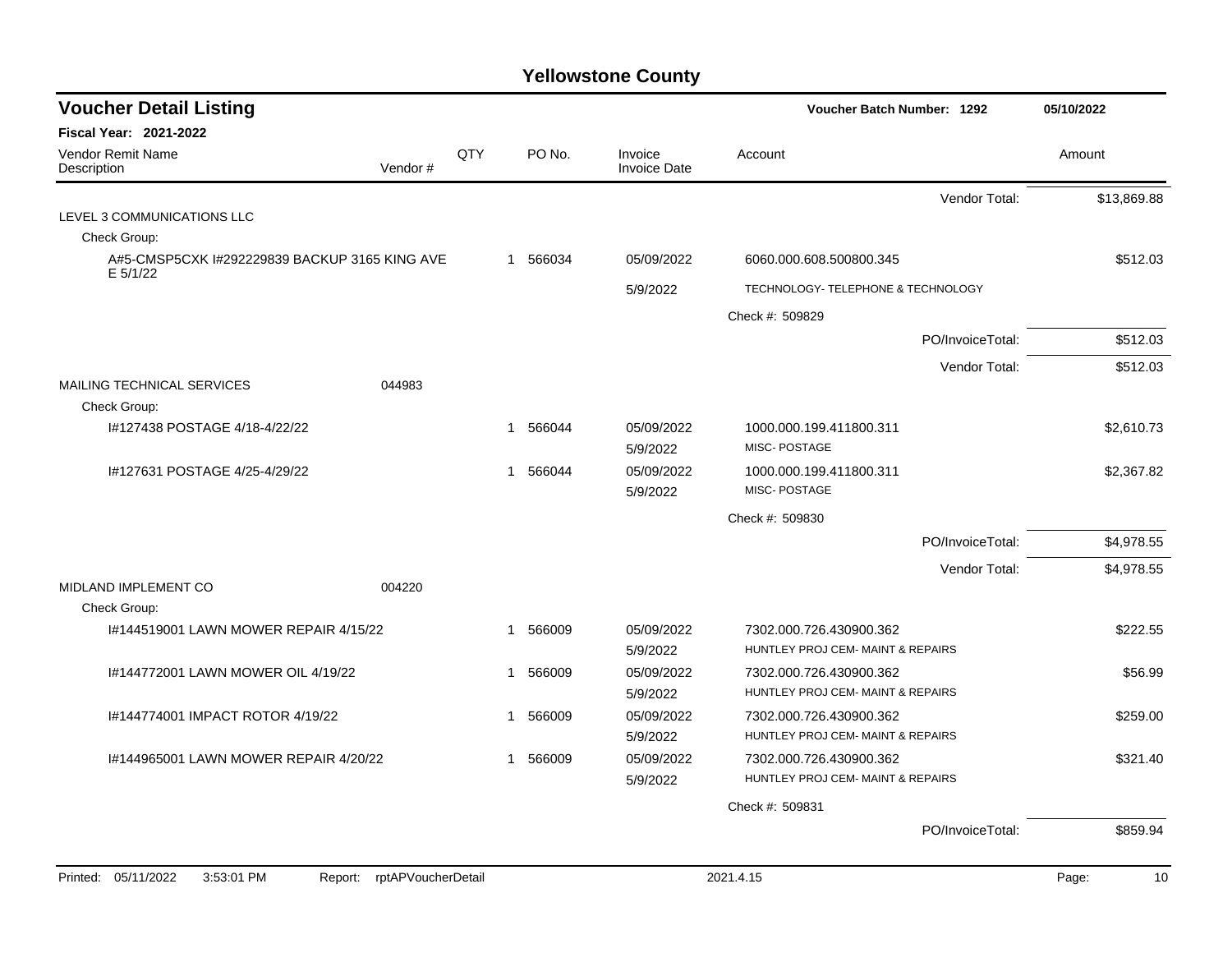# Yellowstone County

## Voucher Detail Listing

**Voucher Batch Number: 1292** — 05/10/2022

**Fiscal Year: 2021-2022**

| Vendor Remit Name / Description | Vendor # | QTY | PO No. | Invoice / Invoice Date | Account | Amount |
|---|---|---|---|---|---|---|
| | | | | | Vendor Total: | $13,869.88 |
| LEVEL 3 COMMUNICATIONS LLC | | | | | | |
| Check Group: | | | | | | |
| A#5-CMSP5CXK I#292229839 BACKUP 3165 KING AVE E 5/1/22 | | 1 | 566034 | 05/09/2022 5/9/2022 | 6060.000.608.500800.345 TECHNOLOGY- TELEPHONE & TECHNOLOGY | $512.03 |
| | | | | | Check #: 509829 | |
| | | | | | PO/InvoiceTotal: | $512.03 |
| | | | | | Vendor Total: | $512.03 |
| MAILING TECHNICAL SERVICES | 044983 | | | | | |
| Check Group: | | | | | | |
| I#127438 POSTAGE 4/18-4/22/22 | | 1 | 566044 | 05/09/2022 5/9/2022 | 1000.000.199.411800.311 MISC- POSTAGE | $2,610.73 |
| I#127631 POSTAGE 4/25-4/29/22 | | 1 | 566044 | 05/09/2022 5/9/2022 | 1000.000.199.411800.311 MISC- POSTAGE | $2,367.82 |
| | | | | | Check #: 509830 | |
| | | | | | PO/InvoiceTotal: | $4,978.55 |
| | | | | | Vendor Total: | $4,978.55 |
| MIDLAND IMPLEMENT CO | 004220 | | | | | |
| Check Group: | | | | | | |
| I#144519001 LAWN MOWER REPAIR 4/15/22 | | 1 | 566009 | 05/09/2022 5/9/2022 | 7302.000.726.430900.362 HUNTLEY PROJ CEM- MAINT & REPAIRS | $222.55 |
| I#144772001 LAWN MOWER OIL 4/19/22 | | 1 | 566009 | 05/09/2022 5/9/2022 | 7302.000.726.430900.362 HUNTLEY PROJ CEM- MAINT & REPAIRS | $56.99 |
| I#144774001 IMPACT ROTOR 4/19/22 | | 1 | 566009 | 05/09/2022 5/9/2022 | 7302.000.726.430900.362 HUNTLEY PROJ CEM- MAINT & REPAIRS | $259.00 |
| I#144965001 LAWN MOWER REPAIR 4/20/22 | | 1 | 566009 | 05/09/2022 5/9/2022 | 7302.000.726.430900.362 HUNTLEY PROJ CEM- MAINT & REPAIRS | $321.40 |
| | | | | | Check #: 509831 | |
| | | | | | PO/InvoiceTotal: | $859.94 |

Printed: 05/11/2022 3:53:01 PM Report: rptAPVoucherDetail 2021.4.15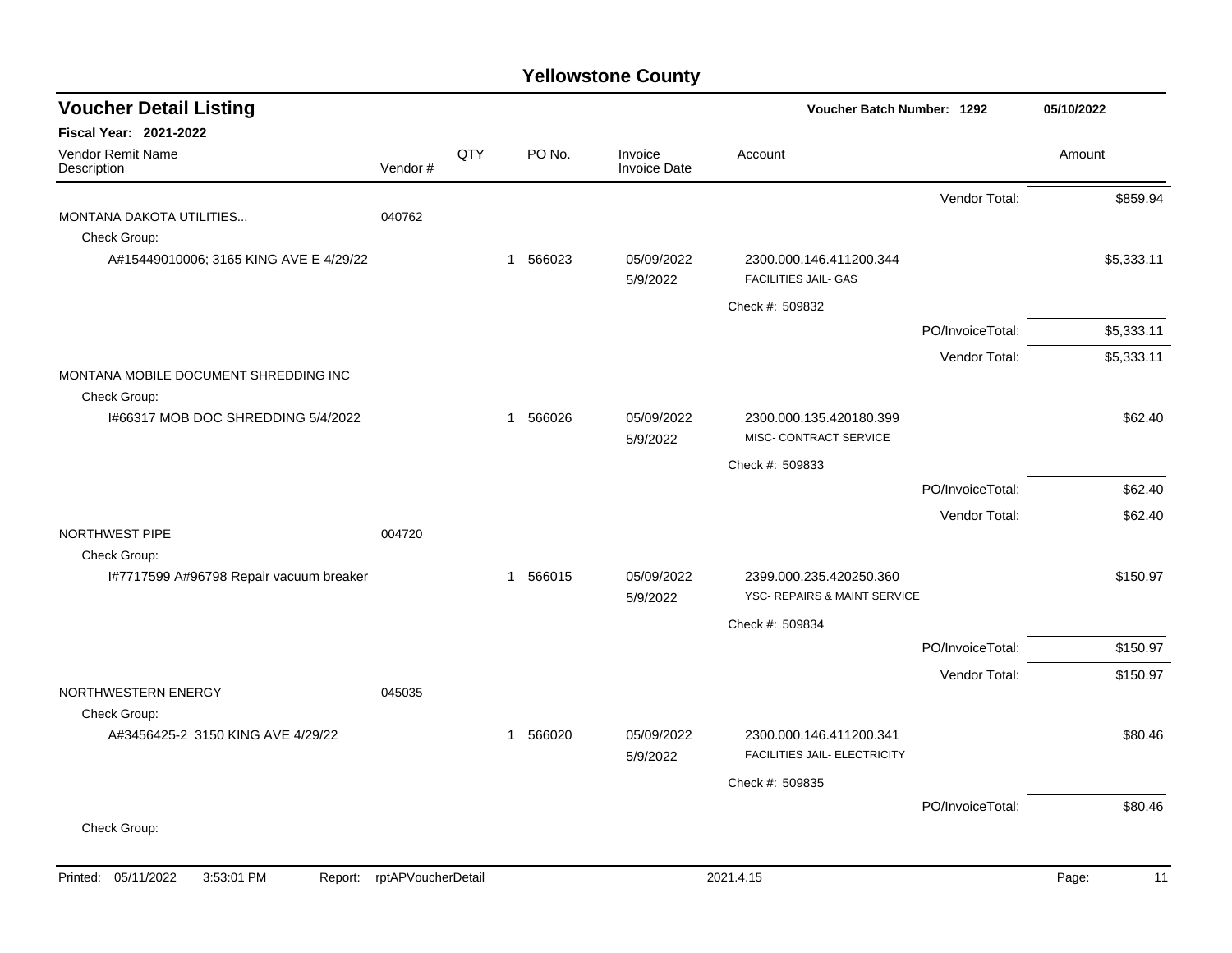# Yellowstone County

## Voucher Detail Listing

**Voucher Batch Number: 1292** | 05/10/2022

**Fiscal Year: 2021-2022**

| Vendor Remit Name / Description | Vendor # | QTY | PO No. | Invoice / Invoice Date | Account | | Amount |
|---|---|---|---|---|---|---|---|
| | | | | | | Vendor Total: | $859.94 |
| MONTANA DAKOTA UTILITIES... | 040762 | | | | | | |
| Check Group: | | | | | | | |
| A#15449010006; 3165 KING AVE E 4/29/22 | | 1 | 566023 | 05/09/2022 5/9/2022 | 2300.000.146.411200.344 FACILITIES JAIL- GAS | | $5,333.11 |
| | | | | | Check #: 509832 | | |
| | | | | | | PO/InvoiceTotal: | $5,333.11 |
| | | | | | | Vendor Total: | $5,333.11 |
| MONTANA MOBILE DOCUMENT SHREDDING INC | | | | | | | |
| Check Group: | | | | | | | |
| I#66317 MOB DOC SHREDDING 5/4/2022 | | 1 | 566026 | 05/09/2022 5/9/2022 | 2300.000.135.420180.399 MISC- CONTRACT SERVICE | | $62.40 |
| | | | | | Check #: 509833 | | |
| | | | | | | PO/InvoiceTotal: | $62.40 |
| | | | | | | Vendor Total: | $62.40 |
| NORTHWEST PIPE | 004720 | | | | | | |
| Check Group: | | | | | | | |
| I#7717599 A#96798 Repair vacuum breaker | | 1 | 566015 | 05/09/2022 5/9/2022 | 2399.000.235.420250.360 YSC- REPAIRS & MAINT SERVICE | | $150.97 |
| | | | | | Check #: 509834 | | |
| | | | | | | PO/InvoiceTotal: | $150.97 |
| | | | | | | Vendor Total: | $150.97 |
| NORTHWESTERN ENERGY | 045035 | | | | | | |
| Check Group: | | | | | | | |
| A#3456425-2 3150 KING AVE 4/29/22 | | 1 | 566020 | 05/09/2022 5/9/2022 | 2300.000.146.411200.341 FACILITIES JAIL- ELECTRICITY | | $80.46 |
| | | | | | Check #: 509835 | | |
| | | | | | | PO/InvoiceTotal: | $80.46 |
| Check Group: | | | | | | | |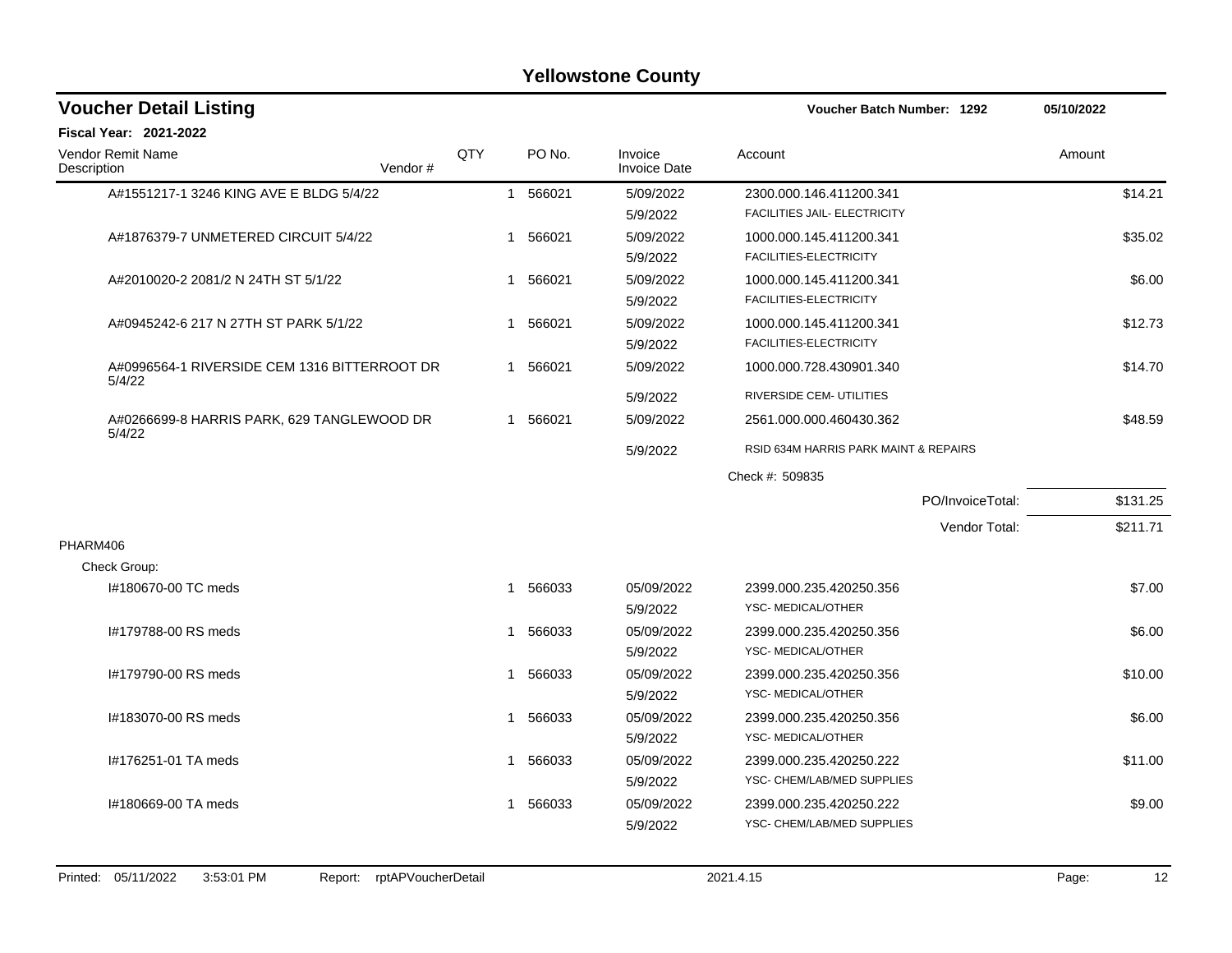# Yellowstone County

## Voucher Detail Listing

**Voucher Batch Number: 1292** — 05/10/2022

**Fiscal Year: 2021-2022**

| Vendor Remit Name / Description | Vendor # | QTY | PO No. | Invoice / Invoice Date | Account | Amount |
|---|---|---|---|---|---|---|
| A#1551217-1 3246 KING AVE E BLDG 5/4/22 | | 1 | 566021 | 5/09/2022<br>5/9/2022 | 2300.000.146.411200.341<br>FACILITIES JAIL- ELECTRICITY | $14.21 |
| A#1876379-7 UNMETERED CIRCUIT 5/4/22 | | 1 | 566021 | 5/09/2022<br>5/9/2022 | 1000.000.145.411200.341<br>FACILITIES-ELECTRICITY | $35.02 |
| A#2010020-2 2081/2 N 24TH ST 5/1/22 | | 1 | 566021 | 5/09/2022<br>5/9/2022 | 1000.000.145.411200.341<br>FACILITIES-ELECTRICITY | $6.00 |
| A#0945242-6 217 N 27TH ST PARK 5/1/22 | | 1 | 566021 | 5/09/2022<br>5/9/2022 | 1000.000.145.411200.341<br>FACILITIES-ELECTRICITY | $12.73 |
| A#0996564-1 RIVERSIDE CEM 1316 BITTERROOT DR 5/4/22 | | 1 | 566021 | 5/09/2022<br>5/9/2022 | 1000.000.728.430901.340<br>RIVERSIDE CEM- UTILITIES | $14.70 |
| A#0266699-8 HARRIS PARK, 629 TANGLEWOOD DR 5/4/22 | | 1 | 566021 | 5/09/2022<br>5/9/2022 | 2561.000.000.460430.362<br>RSID 634M HARRIS PARK MAINT & REPAIRS | $48.59 |
| | | | | | Check #: 509835 | |
| | | | | | PO/InvoiceTotal: | $131.25 |
| | | | | | Vendor Total: | $211.71 |
| PHARM406 | | | | | | |
| Check Group: | | | | | | |
| I#180670-00 TC meds | | 1 | 566033 | 05/09/2022<br>5/9/2022 | 2399.000.235.420250.356<br>YSC- MEDICAL/OTHER | $7.00 |
| I#179788-00 RS meds | | 1 | 566033 | 05/09/2022<br>5/9/2022 | 2399.000.235.420250.356<br>YSC- MEDICAL/OTHER | $6.00 |
| I#179790-00 RS meds | | 1 | 566033 | 05/09/2022<br>5/9/2022 | 2399.000.235.420250.356<br>YSC- MEDICAL/OTHER | $10.00 |
| I#183070-00 RS meds | | 1 | 566033 | 05/09/2022<br>5/9/2022 | 2399.000.235.420250.356<br>YSC- MEDICAL/OTHER | $6.00 |
| I#176251-01 TA meds | | 1 | 566033 | 05/09/2022<br>5/9/2022 | 2399.000.235.420250.222<br>YSC- CHEM/LAB/MED SUPPLIES | $11.00 |
| I#180669-00 TA meds | | 1 | 566033 | 05/09/2022<br>5/9/2022 | 2399.000.235.420250.222<br>YSC- CHEM/LAB/MED SUPPLIES | $9.00 |

Printed: 05/11/2022 3:53:01 PM Report: rptAPVoucherDetail 2021.4.15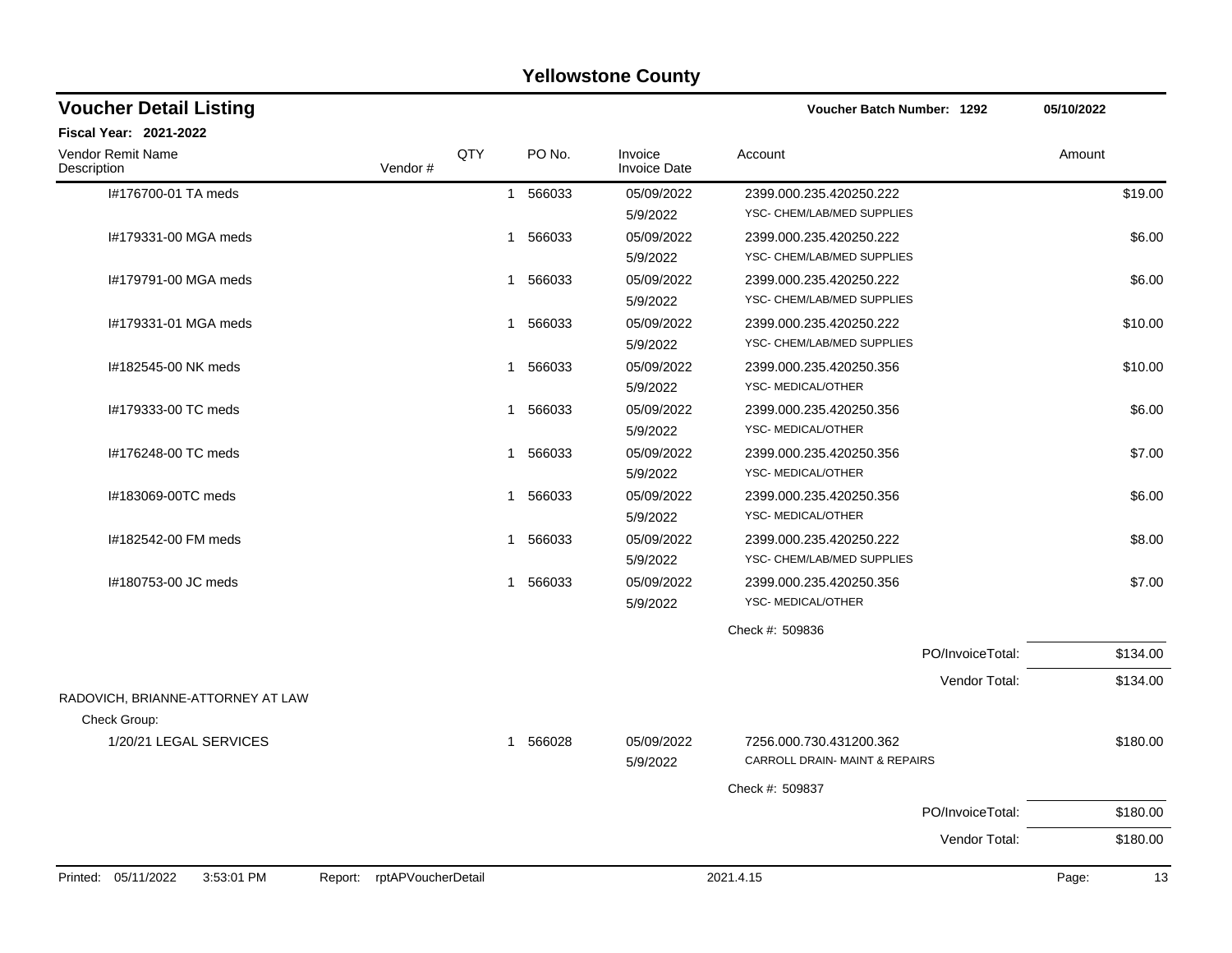# Yellowstone County

## Voucher Detail Listing

**Voucher Batch Number: 1292** 05/10/2022

**Fiscal Year: 2021-2022**

| Vendor Remit Name / Description | Vendor # | QTY | PO No. | Invoice / Invoice Date | Account | Amount |
|---|---|---|---|---|---|---|
| I#176700-01 TA meds | | 1 | 566033 | 05/09/2022 / 5/9/2022 | 2399.000.235.420250.222 YSC- CHEM/LAB/MED SUPPLIES | $19.00 |
| I#179331-00 MGA meds | | 1 | 566033 | 05/09/2022 / 5/9/2022 | 2399.000.235.420250.222 YSC- CHEM/LAB/MED SUPPLIES | $6.00 |
| I#179791-00 MGA meds | | 1 | 566033 | 05/09/2022 / 5/9/2022 | 2399.000.235.420250.222 YSC- CHEM/LAB/MED SUPPLIES | $6.00 |
| I#179331-01 MGA meds | | 1 | 566033 | 05/09/2022 / 5/9/2022 | 2399.000.235.420250.222 YSC- CHEM/LAB/MED SUPPLIES | $10.00 |
| I#182545-00 NK meds | | 1 | 566033 | 05/09/2022 / 5/9/2022 | 2399.000.235.420250.356 YSC- MEDICAL/OTHER | $10.00 |
| I#179333-00 TC meds | | 1 | 566033 | 05/09/2022 / 5/9/2022 | 2399.000.235.420250.356 YSC- MEDICAL/OTHER | $6.00 |
| I#176248-00 TC meds | | 1 | 566033 | 05/09/2022 / 5/9/2022 | 2399.000.235.420250.356 YSC- MEDICAL/OTHER | $7.00 |
| I#183069-00TC meds | | 1 | 566033 | 05/09/2022 / 5/9/2022 | 2399.000.235.420250.356 YSC- MEDICAL/OTHER | $6.00 |
| I#182542-00 FM meds | | 1 | 566033 | 05/09/2022 / 5/9/2022 | 2399.000.235.420250.222 YSC- CHEM/LAB/MED SUPPLIES | $8.00 |
| I#180753-00 JC meds | | 1 | 566033 | 05/09/2022 / 5/9/2022 | 2399.000.235.420250.356 YSC- MEDICAL/OTHER | $7.00 |
| | | | | | Check #: 509836 | |
| | | | | | PO/InvoiceTotal: | $134.00 |
| | | | | | Vendor Total: | $134.00 |
| RADOVICH, BRIANNE-ATTORNEY AT LAW | | | | | | |
| Check Group: | | | | | | |
| 1/20/21 LEGAL SERVICES | | 1 | 566028 | 05/09/2022 / 5/9/2022 | 7256.000.730.431200.362 CARROLL DRAIN- MAINT & REPAIRS | $180.00 |
| | | | | | Check #: 509837 | |
| | | | | | PO/InvoiceTotal: | $180.00 |
| | | | | | Vendor Total: | $180.00 |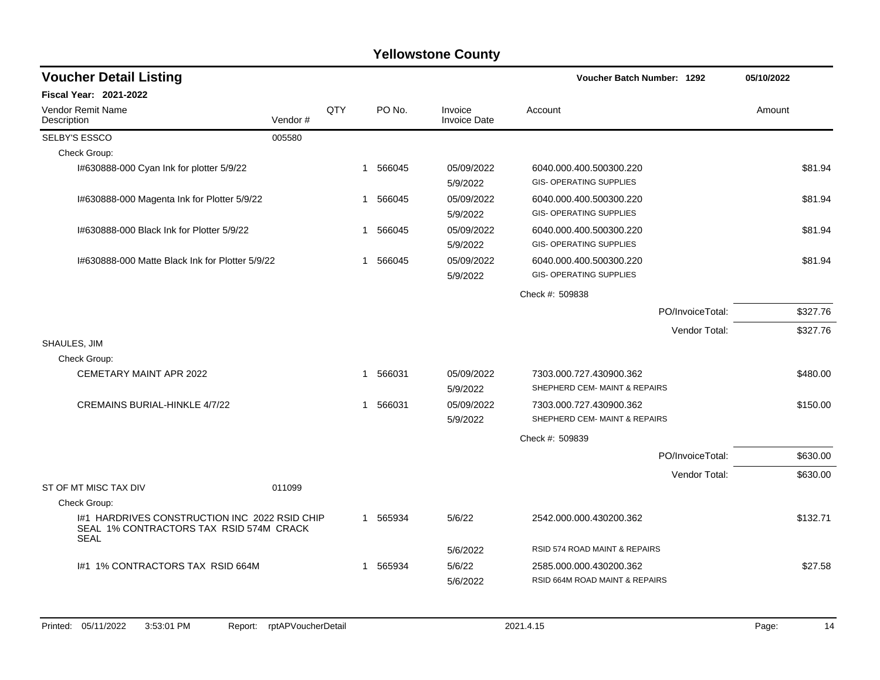# Yellowstone County

## Voucher Detail Listing

**Voucher Batch Number: 1292** — 05/10/2022

**Fiscal Year: 2021-2022**

| Vendor Remit Name / Description | Vendor # | QTY | PO No. | Invoice / Invoice Date | Account | Amount |
|---|---|---|---|---|---|---|
| SELBY'S ESSCO | 005580 | | | | | |
| Check Group: | | | | | | |
| I#630888-000 Cyan Ink for plotter 5/9/22 | | 1 | 566045 | 05/09/2022<br>5/9/2022 | 6040.000.400.500300.220<br>GIS- OPERATING SUPPLIES | $81.94 |
| I#630888-000 Magenta Ink for Plotter 5/9/22 | | 1 | 566045 | 05/09/2022<br>5/9/2022 | 6040.000.400.500300.220<br>GIS- OPERATING SUPPLIES | $81.94 |
| I#630888-000 Black Ink for Plotter 5/9/22 | | 1 | 566045 | 05/09/2022<br>5/9/2022 | 6040.000.400.500300.220<br>GIS- OPERATING SUPPLIES | $81.94 |
| I#630888-000 Matte Black Ink for Plotter 5/9/22 | | 1 | 566045 | 05/09/2022<br>5/9/2022 | 6040.000.400.500300.220<br>GIS- OPERATING SUPPLIES | $81.94 |
| | | | | | Check #: 509838 | |
| | | | | | PO/InvoiceTotal: | $327.76 |
| | | | | | Vendor Total: | $327.76 |
| SHAULES, JIM | | | | | | |
| Check Group: | | | | | | |
| CEMETARY MAINT APR 2022 | | 1 | 566031 | 05/09/2022<br>5/9/2022 | 7303.000.727.430900.362<br>SHEPHERD CEM- MAINT & REPAIRS | $480.00 |
| CREMAINS BURIAL-HINKLE 4/7/22 | | 1 | 566031 | 05/09/2022<br>5/9/2022 | 7303.000.727.430900.362<br>SHEPHERD CEM- MAINT & REPAIRS | $150.00 |
| | | | | | Check #: 509839 | |
| | | | | | PO/InvoiceTotal: | $630.00 |
| | | | | | Vendor Total: | $630.00 |
| ST OF MT MISC TAX DIV | 011099 | | | | | |
| Check Group: | | | | | | |
| I#1 HARDRIVES CONSTRUCTION INC 2022 RSID CHIP SEAL 1% CONTRACTORS TAX RSID 574M CRACK SEAL | | 1 | 565934 | 5/6/22<br>5/6/2022 | 2542.000.000.430200.362<br>RSID 574 ROAD MAINT & REPAIRS | $132.71 |
| I#1 1% CONTRACTORS TAX RSID 664M | | 1 | 565934 | 5/6/22<br>5/6/2022 | 2585.000.000.430200.362<br>RSID 664M ROAD MAINT & REPAIRS | $27.58 |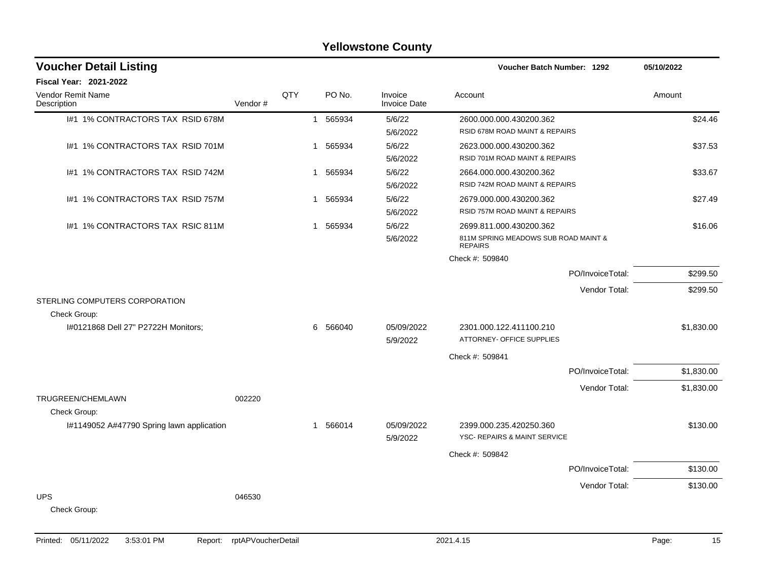# Yellowstone County

## Voucher Detail Listing

**Voucher Batch Number: 1292** 05/10/2022

**Fiscal Year: 2021-2022**

| Vendor Remit Name / Description | Vendor # | QTY | PO No. | Invoice / Invoice Date | Account | Amount |
|---|---|---|---|---|---|---|
| I#1 1% CONTRACTORS TAX RSID 678M | | 1 | 565934 | 5/6/22 / 5/6/2022 | 2600.000.000.430200.362 RSID 678M ROAD MAINT & REPAIRS | $24.46 |
| I#1 1% CONTRACTORS TAX RSID 701M | | 1 | 565934 | 5/6/22 / 5/6/2022 | 2623.000.000.430200.362 RSID 701M ROAD MAINT & REPAIRS | $37.53 |
| I#1 1% CONTRACTORS TAX RSID 742M | | 1 | 565934 | 5/6/22 / 5/6/2022 | 2664.000.000.430200.362 RSID 742M ROAD MAINT & REPAIRS | $33.67 |
| I#1 1% CONTRACTORS TAX RSID 757M | | 1 | 565934 | 5/6/22 / 5/6/2022 | 2679.000.000.430200.362 RSID 757M ROAD MAINT & REPAIRS | $27.49 |
| I#1 1% CONTRACTORS TAX RSIC 811M | | 1 | 565934 | 5/6/22 / 5/6/2022 | 2699.811.000.430200.362 811M SPRING MEADOWS SUB ROAD MAINT & REPAIRS | $16.06 |
| | | | | | Check #: 509840 | |
| | | | | | PO/InvoiceTotal: | $299.50 |
| | | | | | Vendor Total: | $299.50 |
| STERLING COMPUTERS CORPORATION | | | | | | |
| Check Group: | | | | | | |
| I#0121868 Dell 27" P2722H Monitors; | | 6 | 566040 | 05/09/2022 / 5/9/2022 | 2301.000.122.411100.210 ATTORNEY- OFFICE SUPPLIES | $1,830.00 |
| | | | | | Check #: 509841 | |
| | | | | | PO/InvoiceTotal: | $1,830.00 |
| | | | | | Vendor Total: | $1,830.00 |
| TRUGREEN/CHEMLAWN | 002220 | | | | | |
| Check Group: | | | | | | |
| I#1149052 A#47790 Spring lawn application | | 1 | 566014 | 05/09/2022 / 5/9/2022 | 2399.000.235.420250.360 YSC- REPAIRS & MAINT SERVICE | $130.00 |
| | | | | | Check #: 509842 | |
| | | | | | PO/InvoiceTotal: | $130.00 |
| | | | | | Vendor Total: | $130.00 |
| UPS | 046530 | | | | | |
| Check Group: | | | | | | |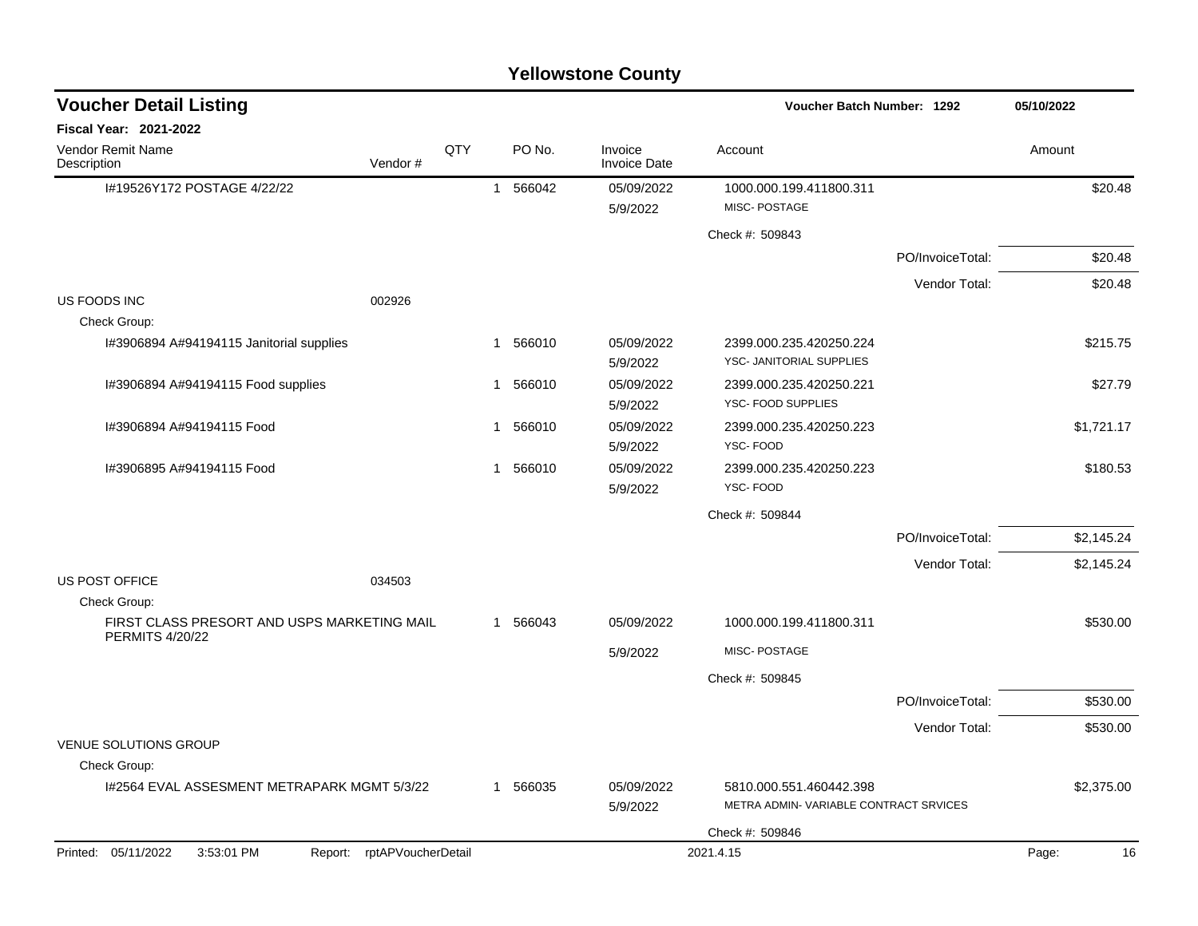# Yellowstone County

## Voucher Detail Listing

**Voucher Batch Number: 1292** | **05/10/2022**

**Fiscal Year: 2021-2022**

| Vendor Remit Name / Description | Vendor # | QTY | PO No. | Invoice / Invoice Date | Account | Amount |
|---|---|---|---|---|---|---|
| I#19526Y172 POSTAGE 4/22/22 | | 1 | 566042 | 05/09/2022 5/9/2022 | 1000.000.199.411800.311 MISC- POSTAGE | $20.48 |
| | | | | | Check #: 509843 | |
| | | | | | PO/InvoiceTotal: | $20.48 |
| | | | | | Vendor Total: | $20.48 |
| US FOODS INC | 002926 | | | | | |
| Check Group: | | | | | | |
| I#3906894 A#94194115 Janitorial supplies | | 1 | 566010 | 05/09/2022 5/9/2022 | 2399.000.235.420250.224 YSC- JANITORIAL SUPPLIES | $215.75 |
| I#3906894 A#94194115 Food supplies | | 1 | 566010 | 05/09/2022 5/9/2022 | 2399.000.235.420250.221 YSC- FOOD SUPPLIES | $27.79 |
| I#3906894 A#94194115 Food | | 1 | 566010 | 05/09/2022 5/9/2022 | 2399.000.235.420250.223 YSC- FOOD | $1,721.17 |
| I#3906895 A#94194115 Food | | 1 | 566010 | 05/09/2022 5/9/2022 | 2399.000.235.420250.223 YSC- FOOD | $180.53 |
| | | | | | Check #: 509844 | |
| | | | | | PO/InvoiceTotal: | $2,145.24 |
| | | | | | Vendor Total: | $2,145.24 |
| US POST OFFICE | 034503 | | | | | |
| Check Group: | | | | | | |
| FIRST CLASS PRESORT AND USPS MARKETING MAIL PERMITS 4/20/22 | | 1 | 566043 | 05/09/2022 5/9/2022 | 1000.000.199.411800.311 MISC- POSTAGE | $530.00 |
| | | | | | Check #: 509845 | |
| | | | | | PO/InvoiceTotal: | $530.00 |
| | | | | | Vendor Total: | $530.00 |
| VENUE SOLUTIONS GROUP | | | | | | |
| Check Group: | | | | | | |
| I#2564 EVAL ASSESMENT METRAPARK MGMT 5/3/22 | | 1 | 566035 | 05/09/2022 5/9/2022 | 5810.000.551.460442.398 METRA ADMIN- VARIABLE CONTRACT SRVICES | $2,375.00 |
| | | | | | Check #: 509846 | |

Printed: 05/11/2022 3:53:01 PM Report: rptAPVoucherDetail 2021.4.15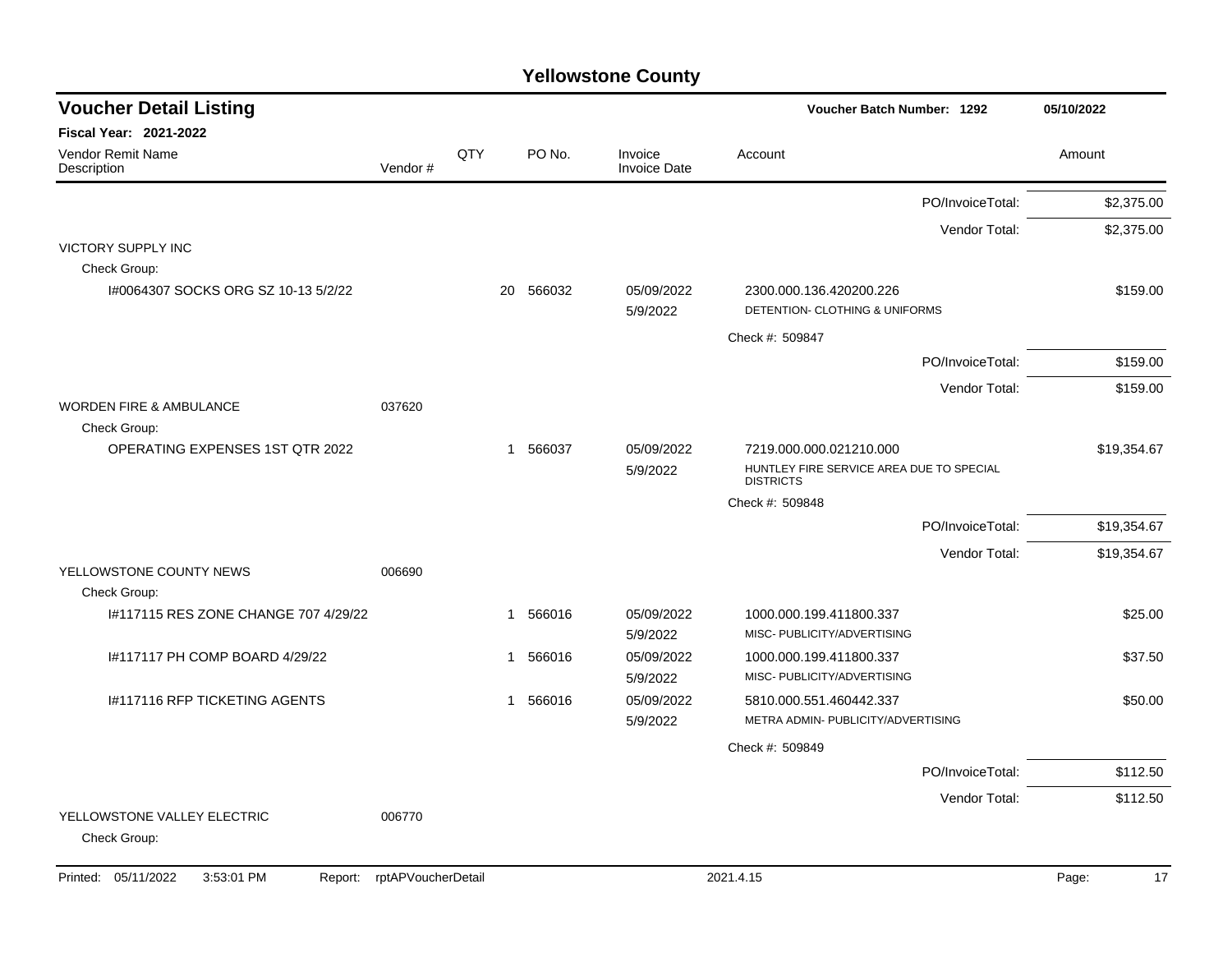# Yellowstone County

## Voucher Detail Listing

**Voucher Batch Number: 1292** — 05/10/2022

**Fiscal Year: 2021-2022**

| Vendor Remit Name / Description | Vendor # | QTY | PO No. | Invoice / Invoice Date | Account | Amount |
|---|---|---|---|---|---|---|
| | | | | | PO/InvoiceTotal: | $2,375.00 |
| | | | | | Vendor Total: | $2,375.00 |
| VICTORY SUPPLY INC | | | | | | |
| Check Group: | | | | | | |
| I#0064307 SOCKS ORG SZ 10-13 5/2/22 | | 20 | 566032 | 05/09/2022 5/9/2022 | 2300.000.136.420200.226 DETENTION- CLOTHING & UNIFORMS | $159.00 |
| | | | | | Check #: 509847 | |
| | | | | | PO/InvoiceTotal: | $159.00 |
| | | | | | Vendor Total: | $159.00 |
| WORDEN FIRE & AMBULANCE | 037620 | | | | | |
| Check Group: | | | | | | |
| OPERATING EXPENSES 1ST QTR 2022 | | 1 | 566037 | 05/09/2022 5/9/2022 | 7219.000.000.021210.000 HUNTLEY FIRE SERVICE AREA DUE TO SPECIAL DISTRICTS | $19,354.67 |
| | | | | | Check #: 509848 | |
| | | | | | PO/InvoiceTotal: | $19,354.67 |
| | | | | | Vendor Total: | $19,354.67 |
| YELLOWSTONE COUNTY NEWS | 006690 | | | | | |
| Check Group: | | | | | | |
| I#117115 RES ZONE CHANGE 707 4/29/22 | | 1 | 566016 | 05/09/2022 5/9/2022 | 1000.000.199.411800.337 MISC- PUBLICITY/ADVERTISING | $25.00 |
| I#117117 PH COMP BOARD 4/29/22 | | 1 | 566016 | 05/09/2022 5/9/2022 | 1000.000.199.411800.337 MISC- PUBLICITY/ADVERTISING | $37.50 |
| I#117116 RFP TICKETING AGENTS | | 1 | 566016 | 05/09/2022 5/9/2022 | 5810.000.551.460442.337 METRA ADMIN- PUBLICITY/ADVERTISING | $50.00 |
| | | | | | Check #: 509849 | |
| | | | | | PO/InvoiceTotal: | $112.50 |
| | | | | | Vendor Total: | $112.50 |
| YELLOWSTONE VALLEY ELECTRIC | 006770 | | | | | |
| Check Group: | | | | | | |

Printed: 05/11/2022 3:53:01 PM Report: rptAPVoucherDetail 2021.4.15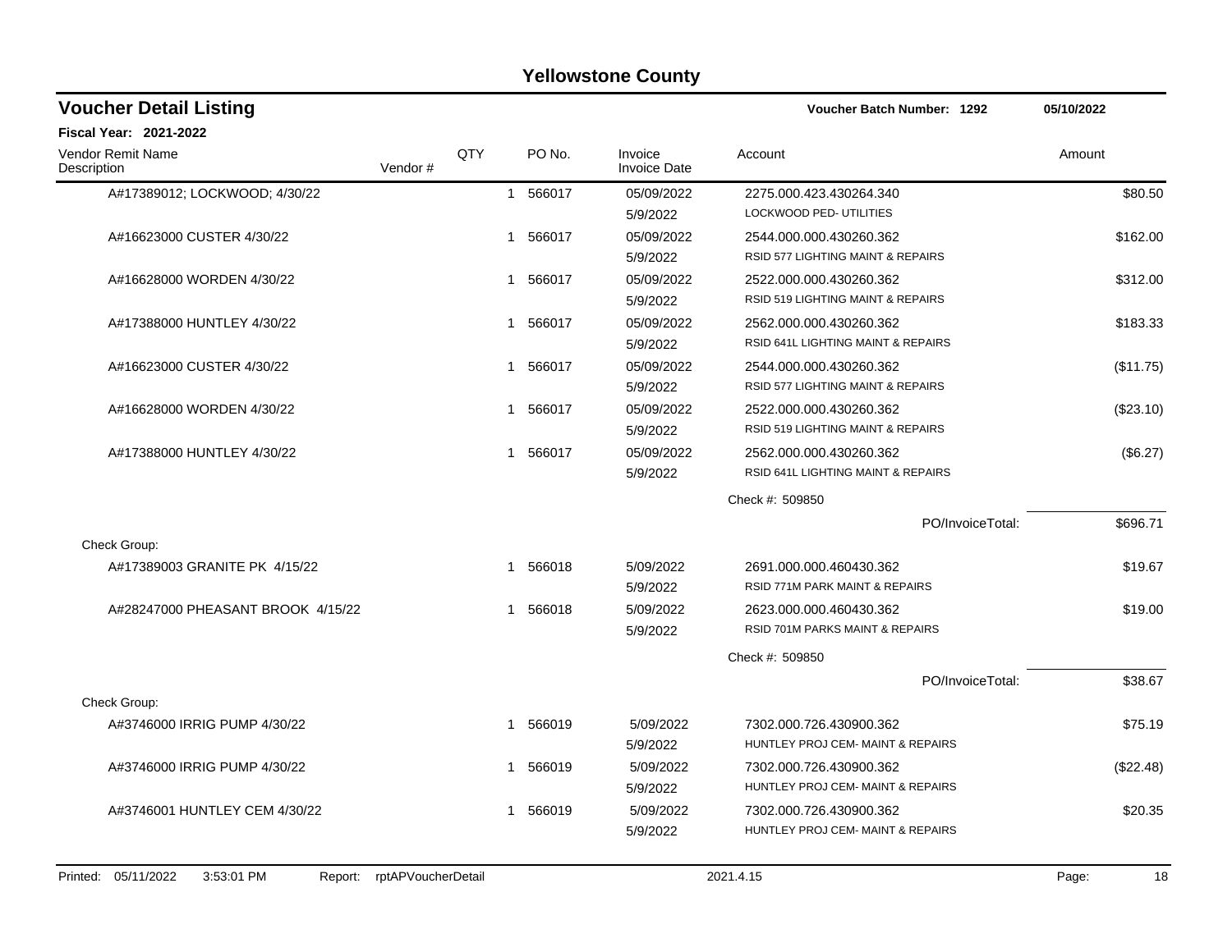# Yellowstone County

## Voucher Detail Listing

**Voucher Batch Number: 1292** 05/10/2022

**Fiscal Year: 2021-2022**

| Vendor Remit Name / Description | Vendor # | QTY | PO No. | Invoice / Invoice Date | Account | Amount |
|---|---|---|---|---|---|---|
| A#17389012; LOCKWOOD; 4/30/22 | | 1 | 566017 | 05/09/2022<br>5/9/2022 | 2275.000.423.430264.340<br>LOCKWOOD PED- UTILITIES | $80.50 |
| A#16623000 CUSTER 4/30/22 | | 1 | 566017 | 05/09/2022<br>5/9/2022 | 2544.000.000.430260.362<br>RSID 577 LIGHTING MAINT & REPAIRS | $162.00 |
| A#16628000 WORDEN 4/30/22 | | 1 | 566017 | 05/09/2022<br>5/9/2022 | 2522.000.000.430260.362<br>RSID 519 LIGHTING MAINT & REPAIRS | $312.00 |
| A#17388000 HUNTLEY 4/30/22 | | 1 | 566017 | 05/09/2022<br>5/9/2022 | 2562.000.000.430260.362<br>RSID 641L LIGHTING MAINT & REPAIRS | $183.33 |
| A#16623000 CUSTER 4/30/22 | | 1 | 566017 | 05/09/2022<br>5/9/2022 | 2544.000.000.430260.362<br>RSID 577 LIGHTING MAINT & REPAIRS | ($11.75) |
| A#16628000 WORDEN 4/30/22 | | 1 | 566017 | 05/09/2022<br>5/9/2022 | 2522.000.000.430260.362<br>RSID 519 LIGHTING MAINT & REPAIRS | ($23.10) |
| A#17388000 HUNTLEY 4/30/22 | | 1 | 566017 | 05/09/2022<br>5/9/2022 | 2562.000.000.430260.362<br>RSID 641L LIGHTING MAINT & REPAIRS | ($6.27) |
| | | | | | Check #: 509850 | |
| | | | | | PO/InvoiceTotal: | $696.71 |
| Check Group: | | | | | | |
| A#17389003 GRANITE PK 4/15/22 | | 1 | 566018 | 5/09/2022<br>5/9/2022 | 2691.000.000.460430.362<br>RSID 771M PARK MAINT & REPAIRS | $19.67 |
| A#28247000 PHEASANT BROOK 4/15/22 | | 1 | 566018 | 5/09/2022<br>5/9/2022 | 2623.000.000.460430.362<br>RSID 701M PARKS MAINT & REPAIRS | $19.00 |
| | | | | | Check #: 509850 | |
| | | | | | PO/InvoiceTotal: | $38.67 |
| Check Group: | | | | | | |
| A#3746000 IRRIG PUMP 4/30/22 | | 1 | 566019 | 5/09/2022<br>5/9/2022 | 7302.000.726.430900.362<br>HUNTLEY PROJ CEM- MAINT & REPAIRS | $75.19 |
| A#3746000 IRRIG PUMP 4/30/22 | | 1 | 566019 | 5/09/2022<br>5/9/2022 | 7302.000.726.430900.362<br>HUNTLEY PROJ CEM- MAINT & REPAIRS | ($22.48) |
| A#3746001 HUNTLEY CEM 4/30/22 | | 1 | 566019 | 5/09/2022<br>5/9/2022 | 7302.000.726.430900.362<br>HUNTLEY PROJ CEM- MAINT & REPAIRS | $20.35 |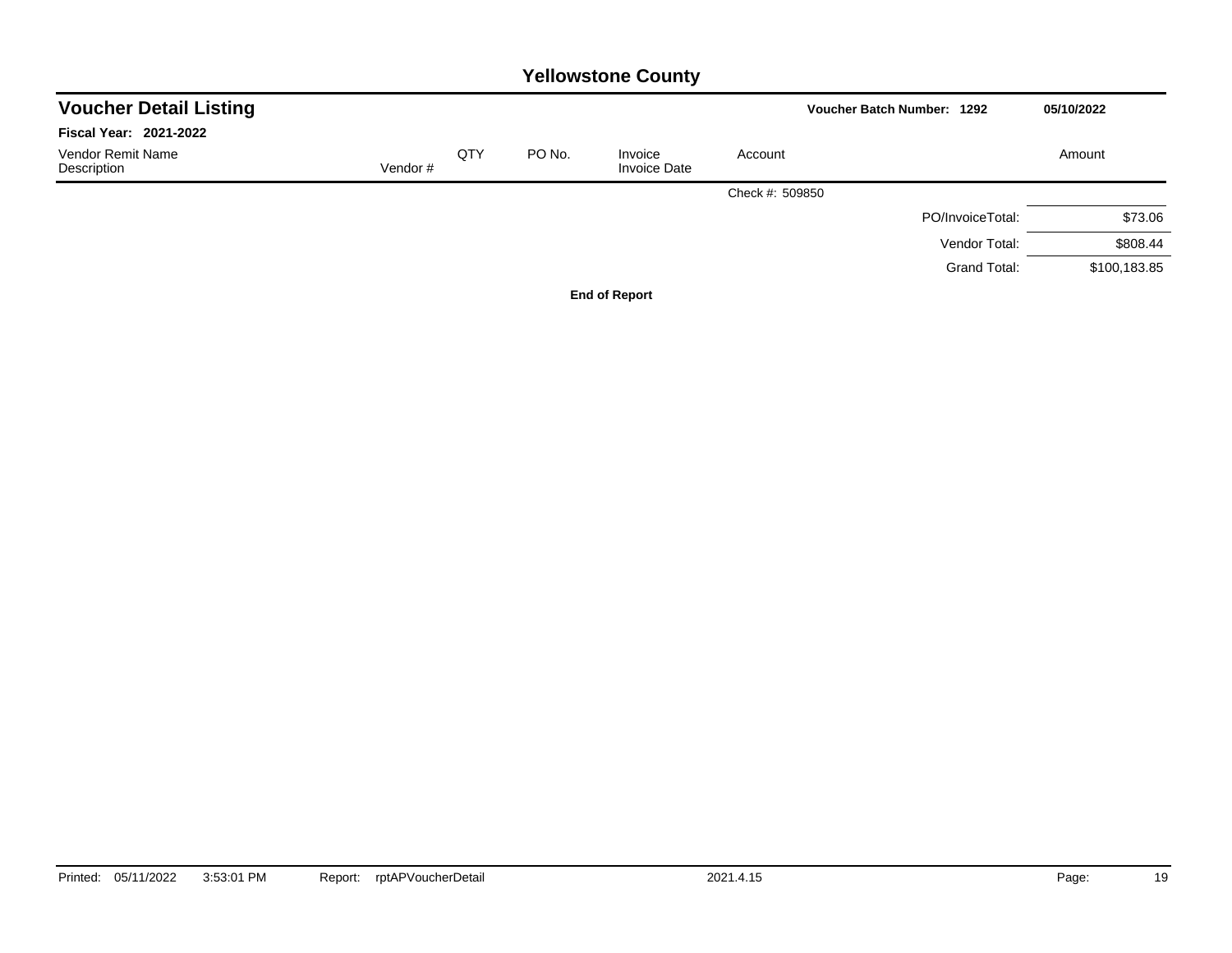## Yellowstone County

**Voucher Detail Listing** | **Voucher Batch Number: 1292** | **05/10/2022**

**Fiscal Year: 2021-2022**

| Vendor Remit Name<br>Description | Vendor # | QTY | PO No. | Invoice<br>Invoice Date | Account | | Amount |
|---|---|---|---|---|---|---|---|
| | | | | | Check #: 509850 | | |
| | | | | | | PO/InvoiceTotal: | $73.06 |
| | | | | | | Vendor Total: | $808.44 |
| | | | | | | Grand Total: | $100,183.85 |

**End of Report**

Printed: 05/11/2022 3:53:01 PM Report: rptAPVoucherDetail 2021.4.15